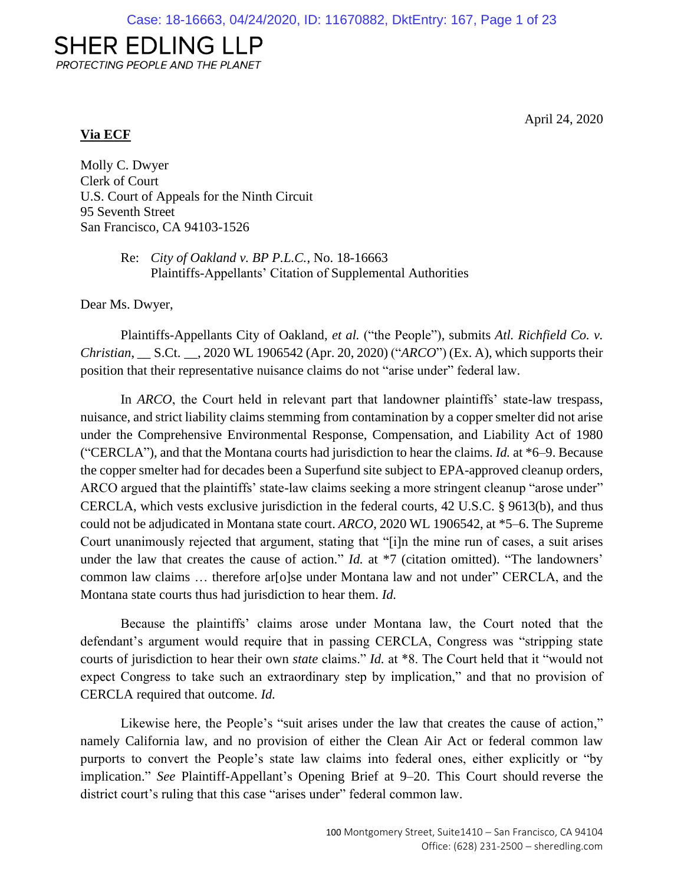SHER EDLING LLP

*PROTECTING PEOPLE AND THE PLANET*

April 24, 2020

**Via ECF**

Molly C. Dwyer
Clerk of Court
U.S. Court of Appeals for the Ninth Circuit
95 Seventh Street
San Francisco, CA 94103-1526

Re: *City of Oakland v. BP P.L.C.*, No. 18-16663
Plaintiffs-Appellants' Citation of Supplemental Authorities

Dear Ms. Dwyer,

Plaintiffs-Appellants City of Oakland, *et al.* ("the People"), submits *Atl. Richfield Co. v. Christian*, __ S.Ct. __, 2020 WL 1906542 (Apr. 20, 2020) ("*ARCO*") (Ex. A), which supports their position that their representative nuisance claims do not "arise under" federal law.

In *ARCO*, the Court held in relevant part that landowner plaintiffs' state-law trespass, nuisance, and strict liability claims stemming from contamination by a copper smelter did not arise under the Comprehensive Environmental Response, Compensation, and Liability Act of 1980 ("CERCLA"), and that the Montana courts had jurisdiction to hear the claims. *Id.* at *6–9. Because the copper smelter had for decades been a Superfund site subject to EPA-approved cleanup orders, ARCO argued that the plaintiffs' state-law claims seeking a more stringent cleanup "arose under" CERCLA, which vests exclusive jurisdiction in the federal courts, 42 U.S.C. § 9613(b), and thus could not be adjudicated in Montana state court. *ARCO*, 2020 WL 1906542, at *5–6. The Supreme Court unanimously rejected that argument, stating that "[i]n the mine run of cases, a suit arises under the law that creates the cause of action." *Id.* at *7 (citation omitted). "The landowners' common law claims … therefore ar[o]se under Montana law and not under" CERCLA, and the Montana state courts thus had jurisdiction to hear them. *Id.*

Because the plaintiffs' claims arose under Montana law, the Court noted that the defendant's argument would require that in passing CERCLA, Congress was "stripping state courts of jurisdiction to hear their own *state* claims." *Id.* at *8. The Court held that it "would not expect Congress to take such an extraordinary step by implication," and that no provision of CERCLA required that outcome. *Id.*

Likewise here, the People's "suit arises under the law that creates the cause of action," namely California law, and no provision of either the Clean Air Act or federal common law purports to convert the People's state law claims into federal ones, either explicitly or "by implication." *See* Plaintiff-Appellant's Opening Brief at 9–20. This Court should reverse the district court's ruling that this case "arises under" federal common law.

100 Montgomery Street, Suite1410 – San Francisco, CA 94104
Office: (628) 231-2500 – sheredling.com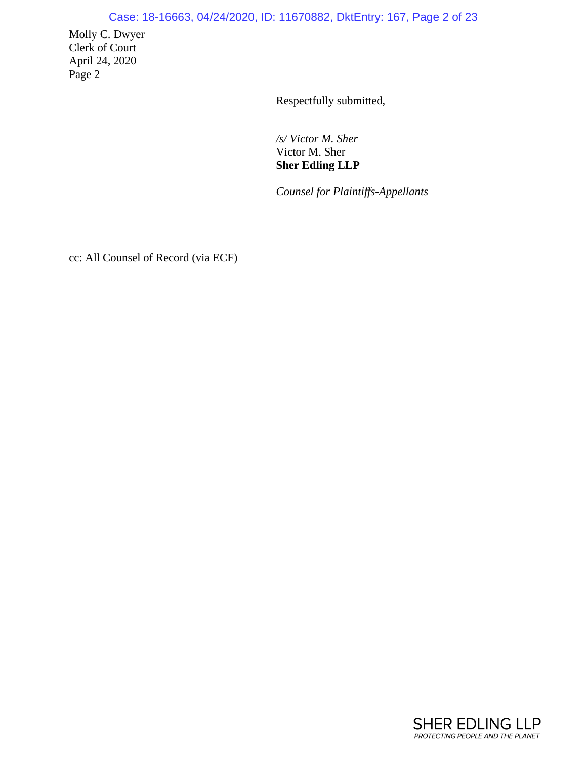Molly C. Dwyer
Clerk of Court
April 24, 2020
Page 2

Respectfully submitted,

*/s/ Victor M. Sher*
Victor M. Sher
**Sher Edling LLP**

*Counsel for Plaintiffs-Appellants*

cc: All Counsel of Record (via ECF)

SHER EDLING LLP
*PROTECTING PEOPLE AND THE PLANET*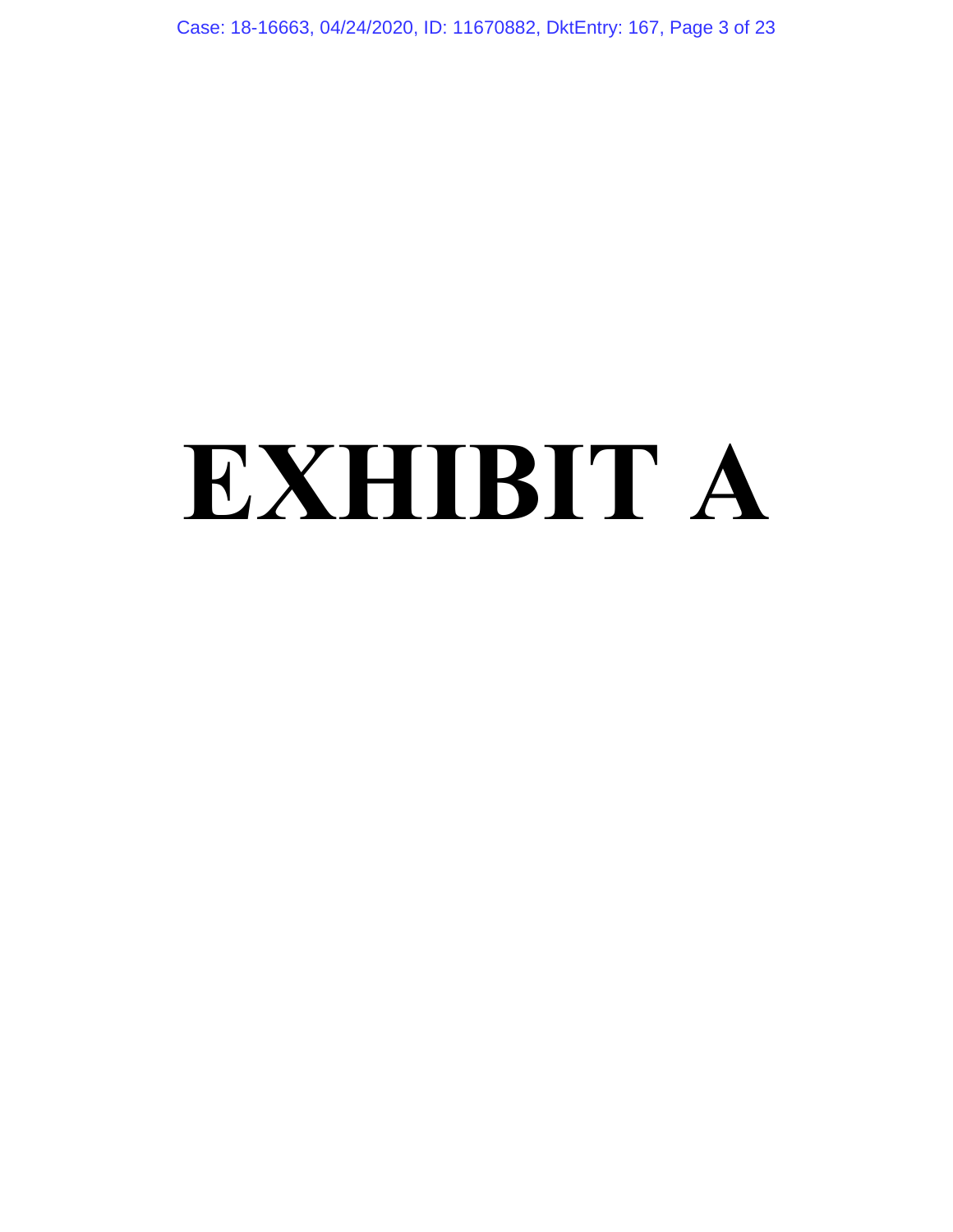# EXHIBIT A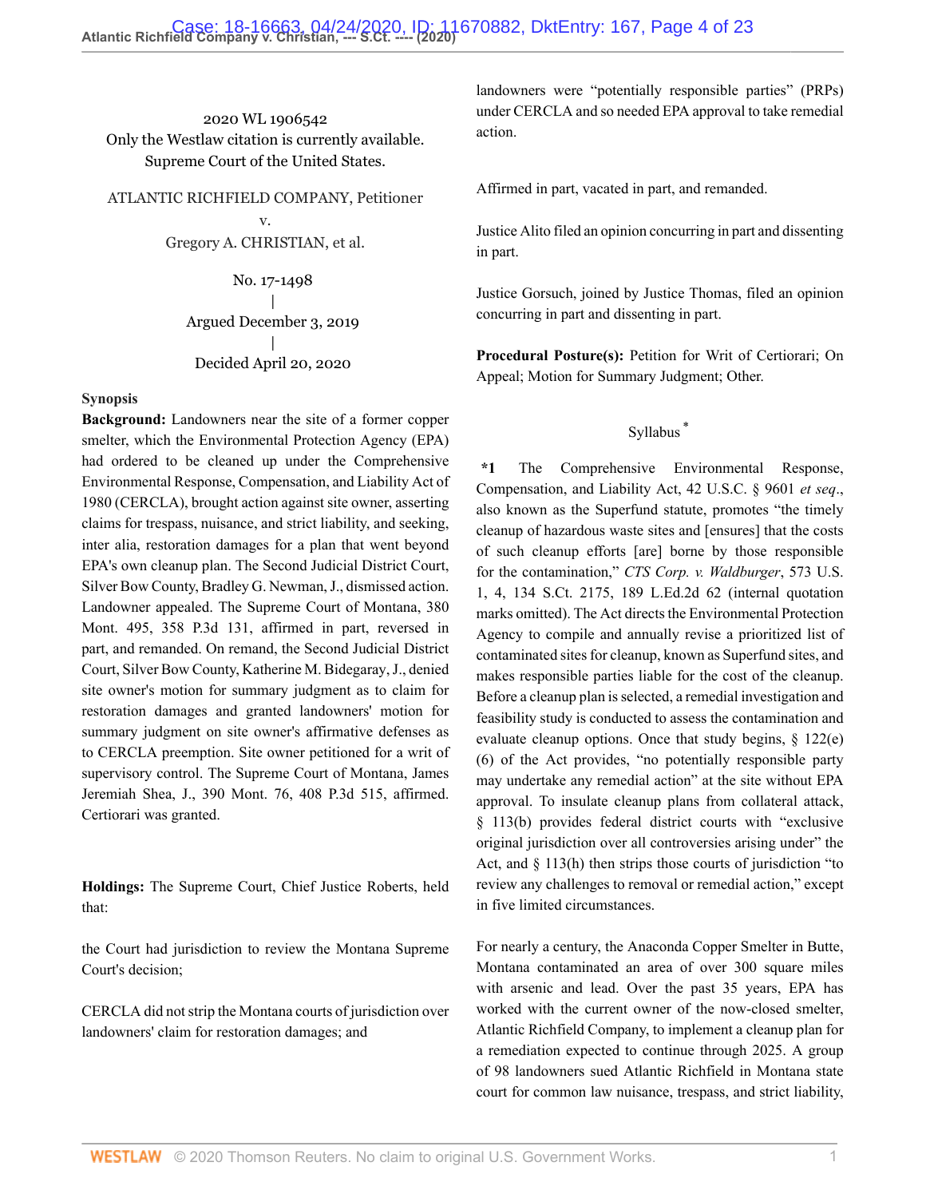2020 WL 1906542
Only the Westlaw citation is currently available.
Supreme Court of the United States.

ATLANTIC RICHFIELD COMPANY, Petitioner
v.
Gregory A. CHRISTIAN, et al.

No. 17-1498
|
Argued December 3, 2019
|
Decided April 20, 2020

**Synopsis**

**Background:** Landowners near the site of a former copper smelter, which the Environmental Protection Agency (EPA) had ordered to be cleaned up under the Comprehensive Environmental Response, Compensation, and Liability Act of 1980 (CERCLA), brought action against site owner, asserting claims for trespass, nuisance, and strict liability, and seeking, inter alia, restoration damages for a plan that went beyond EPA's own cleanup plan. The Second Judicial District Court, Silver Bow County, Bradley G. Newman, J., dismissed action. Landowner appealed. The Supreme Court of Montana, 380 Mont. 495, 358 P.3d 131, affirmed in part, reversed in part, and remanded. On remand, the Second Judicial District Court, Silver Bow County, Katherine M. Bidegaray, J., denied site owner's motion for summary judgment as to claim for restoration damages and granted landowners' motion for summary judgment on site owner's affirmative defenses as to CERCLA preemption. Site owner petitioned for a writ of supervisory control. The Supreme Court of Montana, James Jeremiah Shea, J., 390 Mont. 76, 408 P.3d 515, affirmed. Certiorari was granted.

**Holdings:** The Supreme Court, Chief Justice Roberts, held that:

the Court had jurisdiction to review the Montana Supreme Court's decision;

CERCLA did not strip the Montana courts of jurisdiction over landowners' claim for restoration damages; and

landowners were "potentially responsible parties" (PRPs) under CERCLA and so needed EPA approval to take remedial action.

Affirmed in part, vacated in part, and remanded.

Justice Alito filed an opinion concurring in part and dissenting in part.

Justice Gorsuch, joined by Justice Thomas, filed an opinion concurring in part and dissenting in part.

**Procedural Posture(s):** Petition for Writ of Certiorari; On Appeal; Motion for Summary Judgment; Other.

Syllabus [*]

**\*1** The Comprehensive Environmental Response, Compensation, and Liability Act, 42 U.S.C. § 9601 *et seq*., also known as the Superfund statute, promotes "the timely cleanup of hazardous waste sites and [ensures] that the costs of such cleanup efforts [are] borne by those responsible for the contamination," *CTS Corp. v. Waldburger*, 573 U.S. 1, 4, 134 S.Ct. 2175, 189 L.Ed.2d 62 (internal quotation marks omitted). The Act directs the Environmental Protection Agency to compile and annually revise a prioritized list of contaminated sites for cleanup, known as Superfund sites, and makes responsible parties liable for the cost of the cleanup. Before a cleanup plan is selected, a remedial investigation and feasibility study is conducted to assess the contamination and evaluate cleanup options. Once that study begins, § 122(e)(6) of the Act provides, "no potentially responsible party may undertake any remedial action" at the site without EPA approval. To insulate cleanup plans from collateral attack, § 113(b) provides federal district courts with "exclusive original jurisdiction over all controversies arising under" the Act, and § 113(h) then strips those courts of jurisdiction "to review any challenges to removal or remedial action," except in five limited circumstances.

For nearly a century, the Anaconda Copper Smelter in Butte, Montana contaminated an area of over 300 square miles with arsenic and lead. Over the past 35 years, EPA has worked with the current owner of the now-closed smelter, Atlantic Richfield Company, to implement a cleanup plan for a remediation expected to continue through 2025. A group of 98 landowners sued Atlantic Richfield in Montana state court for common law nuisance, trespass, and strict liability,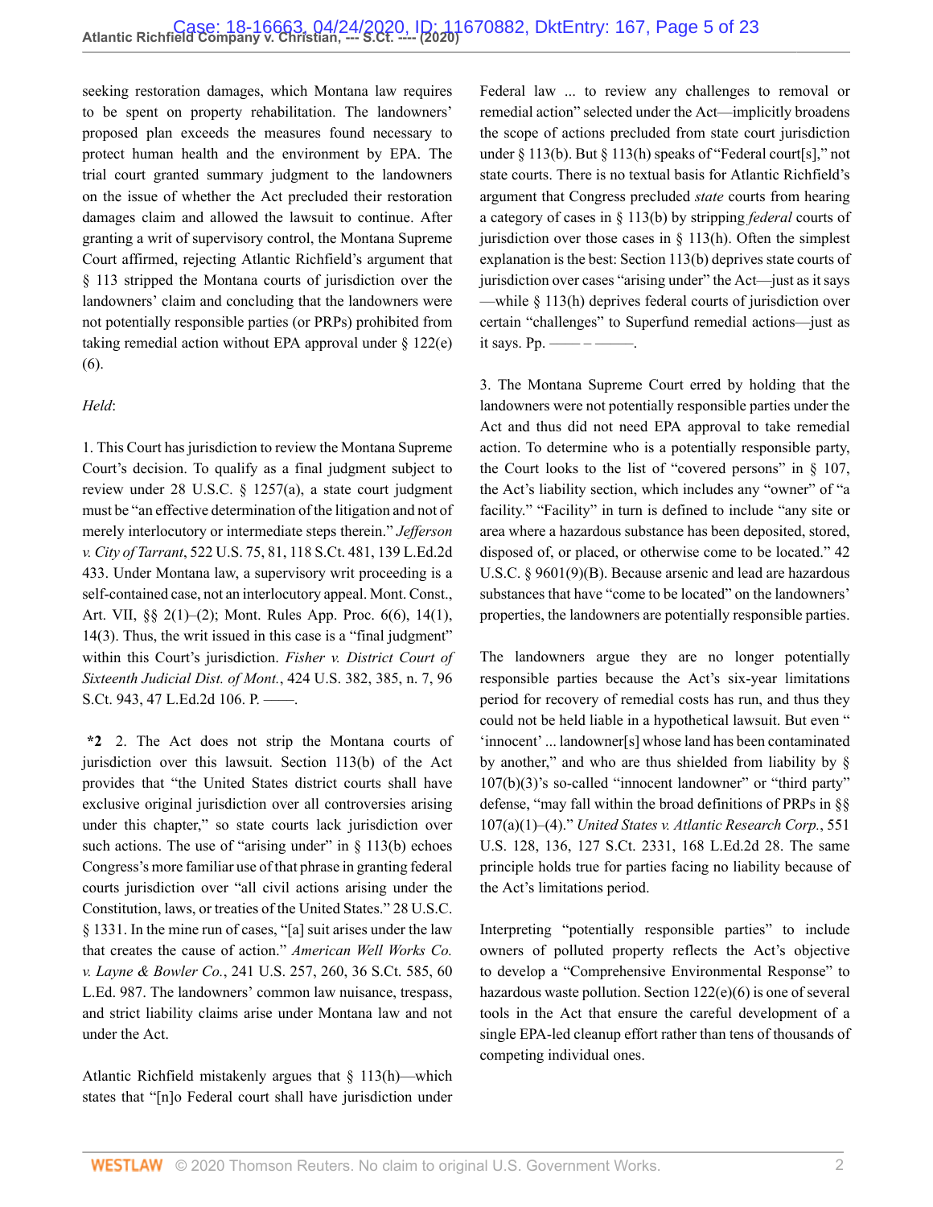seeking restoration damages, which Montana law requires to be spent on property rehabilitation. The landowners' proposed plan exceeds the measures found necessary to protect human health and the environment by EPA. The trial court granted summary judgment to the landowners on the issue of whether the Act precluded their restoration damages claim and allowed the lawsuit to continue. After granting a writ of supervisory control, the Montana Supreme Court affirmed, rejecting Atlantic Richfield's argument that § 113 stripped the Montana courts of jurisdiction over the landowners' claim and concluding that the landowners were not potentially responsible parties (or PRPs) prohibited from taking remedial action without EPA approval under § 122(e)(6).

*Held*:

1. This Court has jurisdiction to review the Montana Supreme Court's decision. To qualify as a final judgment subject to review under 28 U.S.C. § 1257(a), a state court judgment must be "an effective determination of the litigation and not of merely interlocutory or intermediate steps therein." *Jefferson v. City of Tarrant*, 522 U.S. 75, 81, 118 S.Ct. 481, 139 L.Ed.2d 433. Under Montana law, a supervisory writ proceeding is a self-contained case, not an interlocutory appeal. Mont. Const., Art. VII, §§ 2(1)–(2); Mont. Rules App. Proc. 6(6), 14(1), 14(3). Thus, the writ issued in this case is a "final judgment" within this Court's jurisdiction. *Fisher v. District Court of Sixteenth Judicial Dist. of Mont.*, 424 U.S. 382, 385, n. 7, 96 S.Ct. 943, 47 L.Ed.2d 106. P. ——.

**\*2** 2. The Act does not strip the Montana courts of jurisdiction over this lawsuit. Section 113(b) of the Act provides that "the United States district courts shall have exclusive original jurisdiction over all controversies arising under this chapter," so state courts lack jurisdiction over such actions. The use of "arising under" in § 113(b) echoes Congress's more familiar use of that phrase in granting federal courts jurisdiction over "all civil actions arising under the Constitution, laws, or treaties of the United States." 28 U.S.C. § 1331. In the mine run of cases, "[a] suit arises under the law that creates the cause of action." *American Well Works Co. v. Layne & Bowler Co.*, 241 U.S. 257, 260, 36 S.Ct. 585, 60 L.Ed. 987. The landowners' common law nuisance, trespass, and strict liability claims arise under Montana law and not under the Act.

Atlantic Richfield mistakenly argues that § 113(h)—which states that "[n]o Federal court shall have jurisdiction under Federal law ... to review any challenges to removal or remedial action" selected under the Act—implicitly broadens the scope of actions precluded from state court jurisdiction under § 113(b). But § 113(h) speaks of "Federal court[s]," not state courts. There is no textual basis for Atlantic Richfield's argument that Congress precluded *state* courts from hearing a category of cases in § 113(b) by stripping *federal* courts of jurisdiction over those cases in § 113(h). Often the simplest explanation is the best: Section 113(b) deprives state courts of jurisdiction over cases "arising under" the Act—just as it says—while § 113(h) deprives federal courts of jurisdiction over certain "challenges" to Superfund remedial actions—just as it says. Pp. —— – ——.

3. The Montana Supreme Court erred by holding that the landowners were not potentially responsible parties under the Act and thus did not need EPA approval to take remedial action. To determine who is a potentially responsible party, the Court looks to the list of "covered persons" in § 107, the Act's liability section, which includes any "owner" of "a facility." "Facility" in turn is defined to include "any site or area where a hazardous substance has been deposited, stored, disposed of, or placed, or otherwise come to be located." 42 U.S.C. § 9601(9)(B). Because arsenic and lead are hazardous substances that have "come to be located" on the landowners' properties, the landowners are potentially responsible parties.

The landowners argue they are no longer potentially responsible parties because the Act's six-year limitations period for recovery of remedial costs has run, and thus they could not be held liable in a hypothetical lawsuit. But even " 'innocent' ... landowner[s] whose land has been contaminated by another," and who are thus shielded from liability by § 107(b)(3)'s so-called "innocent landowner" or "third party" defense, "may fall within the broad definitions of PRPs in §§ 107(a)(1)–(4)." *United States v. Atlantic Research Corp.*, 551 U.S. 128, 136, 127 S.Ct. 2331, 168 L.Ed.2d 28. The same principle holds true for parties facing no liability because of the Act's limitations period.

Interpreting "potentially responsible parties" to include owners of polluted property reflects the Act's objective to develop a "Comprehensive Environmental Response" to hazardous waste pollution. Section 122(e)(6) is one of several tools in the Act that ensure the careful development of a single EPA-led cleanup effort rather than tens of thousands of competing individual ones.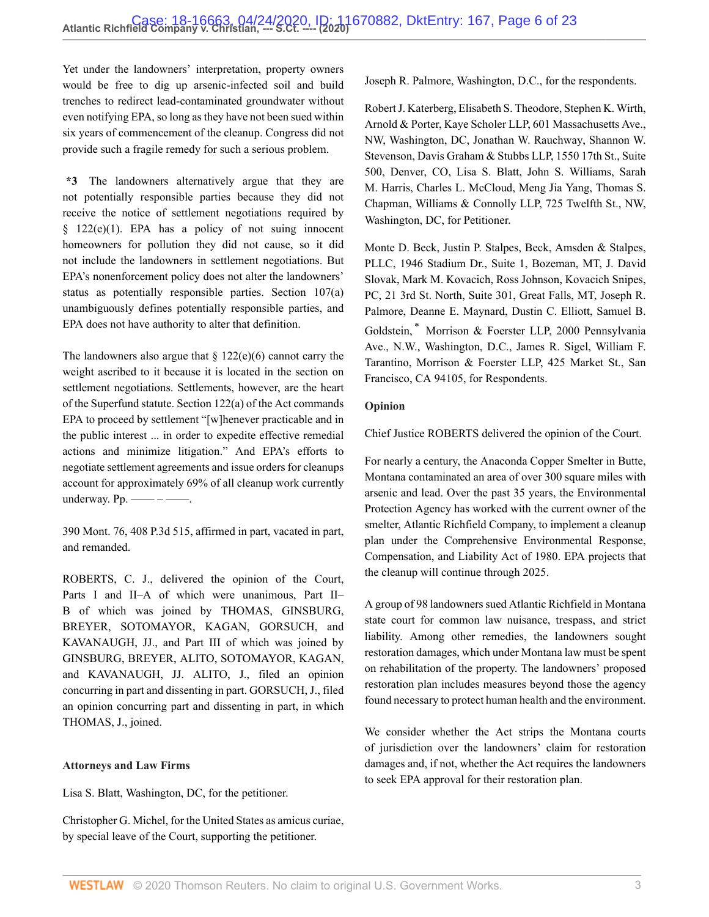Yet under the landowners' interpretation, property owners would be free to dig up arsenic-infected soil and build trenches to redirect lead-contaminated groundwater without even notifying EPA, so long as they have not been sued within six years of commencement of the cleanup. Congress did not provide such a fragile remedy for such a serious problem.

**\*3** The landowners alternatively argue that they are not potentially responsible parties because they did not receive the notice of settlement negotiations required by § 122(e)(1). EPA has a policy of not suing innocent homeowners for pollution they did not cause, so it did not include the landowners in settlement negotiations. But EPA's nonenforcement policy does not alter the landowners' status as potentially responsible parties. Section 107(a) unambiguously defines potentially responsible parties, and EPA does not have authority to alter that definition.

The landowners also argue that § 122(e)(6) cannot carry the weight ascribed to it because it is located in the section on settlement negotiations. Settlements, however, are the heart of the Superfund statute. Section 122(a) of the Act commands EPA to proceed by settlement "[w]henever practicable and in the public interest ... in order to expedite effective remedial actions and minimize litigation." And EPA's efforts to negotiate settlement agreements and issue orders for cleanups account for approximately 69% of all cleanup work currently underway. Pp. —— – ——.

390 Mont. 76, 408 P.3d 515, affirmed in part, vacated in part, and remanded.

ROBERTS, C. J., delivered the opinion of the Court, Parts I and II–A of which were unanimous, Part II–B of which was joined by THOMAS, GINSBURG, BREYER, SOTOMAYOR, KAGAN, GORSUCH, and KAVANAUGH, JJ., and Part III of which was joined by GINSBURG, BREYER, ALITO, SOTOMAYOR, KAGAN, and KAVANAUGH, JJ. ALITO, J., filed an opinion concurring in part and dissenting in part. GORSUCH, J., filed an opinion concurring part and dissenting in part, in which THOMAS, J., joined.

**Attorneys and Law Firms**

Lisa S. Blatt, Washington, DC, for the petitioner.

Christopher G. Michel, for the United States as amicus curiae, by special leave of the Court, supporting the petitioner.

Joseph R. Palmore, Washington, D.C., for the respondents.

Robert J. Katerberg, Elisabeth S. Theodore, Stephen K. Wirth, Arnold & Porter, Kaye Scholer LLP, 601 Massachusetts Ave., NW, Washington, DC, Jonathan W. Rauchway, Shannon W. Stevenson, Davis Graham & Stubbs LLP, 1550 17th St., Suite 500, Denver, CO, Lisa S. Blatt, John S. Williams, Sarah M. Harris, Charles L. McCloud, Meng Jia Yang, Thomas S. Chapman, Williams & Connolly LLP, 725 Twelfth St., NW, Washington, DC, for Petitioner.

Monte D. Beck, Justin P. Stalpes, Beck, Amsden & Stalpes, PLLC, 1946 Stadium Dr., Suite 1, Bozeman, MT, J. David Slovak, Mark M. Kovacich, Ross Johnson, Kovacich Snipes, PC, 21 3rd St. North, Suite 301, Great Falls, MT, Joseph R. Palmore, Deanne E. Maynard, Dustin C. Elliott, Samuel B. Goldstein,* Morrison & Foerster LLP, 2000 Pennsylvania Ave., N.W., Washington, D.C., James R. Sigel, William F. Tarantino, Morrison & Foerster LLP, 425 Market St., San Francisco, CA 94105, for Respondents.

**Opinion**

Chief Justice ROBERTS delivered the opinion of the Court.

For nearly a century, the Anaconda Copper Smelter in Butte, Montana contaminated an area of over 300 square miles with arsenic and lead. Over the past 35 years, the Environmental Protection Agency has worked with the current owner of the smelter, Atlantic Richfield Company, to implement a cleanup plan under the Comprehensive Environmental Response, Compensation, and Liability Act of 1980. EPA projects that the cleanup will continue through 2025.

A group of 98 landowners sued Atlantic Richfield in Montana state court for common law nuisance, trespass, and strict liability. Among other remedies, the landowners sought restoration damages, which under Montana law must be spent on rehabilitation of the property. The landowners' proposed restoration plan includes measures beyond those the agency found necessary to protect human health and the environment.

We consider whether the Act strips the Montana courts of jurisdiction over the landowners' claim for restoration damages and, if not, whether the Act requires the landowners to seek EPA approval for their restoration plan.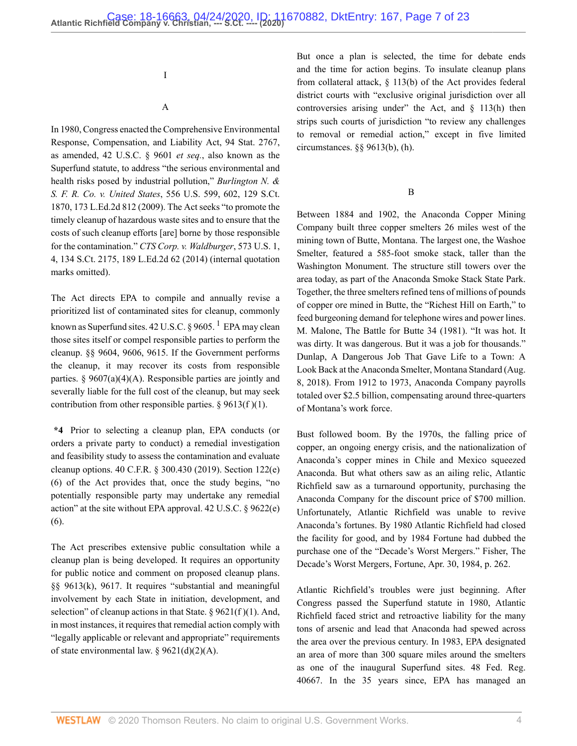## I

### A

In 1980, Congress enacted the Comprehensive Environmental Response, Compensation, and Liability Act, 94 Stat. 2767, as amended, 42 U.S.C. § 9601 *et seq.*, also known as the Superfund statute, to address "the serious environmental and health risks posed by industrial pollution," *Burlington N. & S. F. R. Co. v. United States*, 556 U.S. 599, 602, 129 S.Ct. 1870, 173 L.Ed.2d 812 (2009). The Act seeks "to promote the timely cleanup of hazardous waste sites and to ensure that the costs of such cleanup efforts [are] borne by those responsible for the contamination." *CTS Corp. v. Waldburger*, 573 U.S. 1, 4, 134 S.Ct. 2175, 189 L.Ed.2d 62 (2014) (internal quotation marks omitted).

The Act directs EPA to compile and annually revise a prioritized list of contaminated sites for cleanup, commonly known as Superfund sites. 42 U.S.C. § 9605.[1] EPA may clean those sites itself or compel responsible parties to perform the cleanup. §§ 9604, 9606, 9615. If the Government performs the cleanup, it may recover its costs from responsible parties. § 9607(a)(4)(A). Responsible parties are jointly and severally liable for the full cost of the cleanup, but may seek contribution from other responsible parties. § 9613(f )(1).

**\*4** Prior to selecting a cleanup plan, EPA conducts (or orders a private party to conduct) a remedial investigation and feasibility study to assess the contamination and evaluate cleanup options. 40 C.F.R. § 300.430 (2019). Section 122(e)(6) of the Act provides that, once the study begins, "no potentially responsible party may undertake any remedial action" at the site without EPA approval. 42 U.S.C. § 9622(e)(6).

The Act prescribes extensive public consultation while a cleanup plan is being developed. It requires an opportunity for public notice and comment on proposed cleanup plans. §§ 9613(k), 9617. It requires "substantial and meaningful involvement by each State in initiation, development, and selection" of cleanup actions in that State. § 9621(f )(1). And, in most instances, it requires that remedial action comply with "legally applicable or relevant and appropriate" requirements of state environmental law. § 9621(d)(2)(A).

But once a plan is selected, the time for debate ends and the time for action begins. To insulate cleanup plans from collateral attack, § 113(b) of the Act provides federal district courts with "exclusive original jurisdiction over all controversies arising under" the Act, and § 113(h) then strips such courts of jurisdiction "to review any challenges to removal or remedial action," except in five limited circumstances. §§ 9613(b), (h).

### B

Between 1884 and 1902, the Anaconda Copper Mining Company built three copper smelters 26 miles west of the mining town of Butte, Montana. The largest one, the Washoe Smelter, featured a 585-foot smoke stack, taller than the Washington Monument. The structure still towers over the area today, as part of the Anaconda Smoke Stack State Park. Together, the three smelters refined tens of millions of pounds of copper ore mined in Butte, the "Richest Hill on Earth," to feed burgeoning demand for telephone wires and power lines. M. Malone, The Battle for Butte 34 (1981). "It was hot. It was dirty. It was dangerous. But it was a job for thousands." Dunlap, A Dangerous Job That Gave Life to a Town: A Look Back at the Anaconda Smelter, Montana Standard (Aug. 8, 2018). From 1912 to 1973, Anaconda Company payrolls totaled over $2.5 billion, compensating around three-quarters of Montana's work force.

Bust followed boom. By the 1970s, the falling price of copper, an ongoing energy crisis, and the nationalization of Anaconda's copper mines in Chile and Mexico squeezed Anaconda. But what others saw as an ailing relic, Atlantic Richfield saw as a turnaround opportunity, purchasing the Anaconda Company for the discount price of $700 million. Unfortunately, Atlantic Richfield was unable to revive Anaconda's fortunes. By 1980 Atlantic Richfield had closed the facility for good, and by 1984 Fortune had dubbed the purchase one of the "Decade's Worst Mergers." Fisher, The Decade's Worst Mergers, Fortune, Apr. 30, 1984, p. 262.

Atlantic Richfield's troubles were just beginning. After Congress passed the Superfund statute in 1980, Atlantic Richfield faced strict and retroactive liability for the many tons of arsenic and lead that Anaconda had spewed across the area over the previous century. In 1983, EPA designated an area of more than 300 square miles around the smelters as one of the inaugural Superfund sites. 48 Fed. Reg. 40667. In the 35 years since, EPA has managed an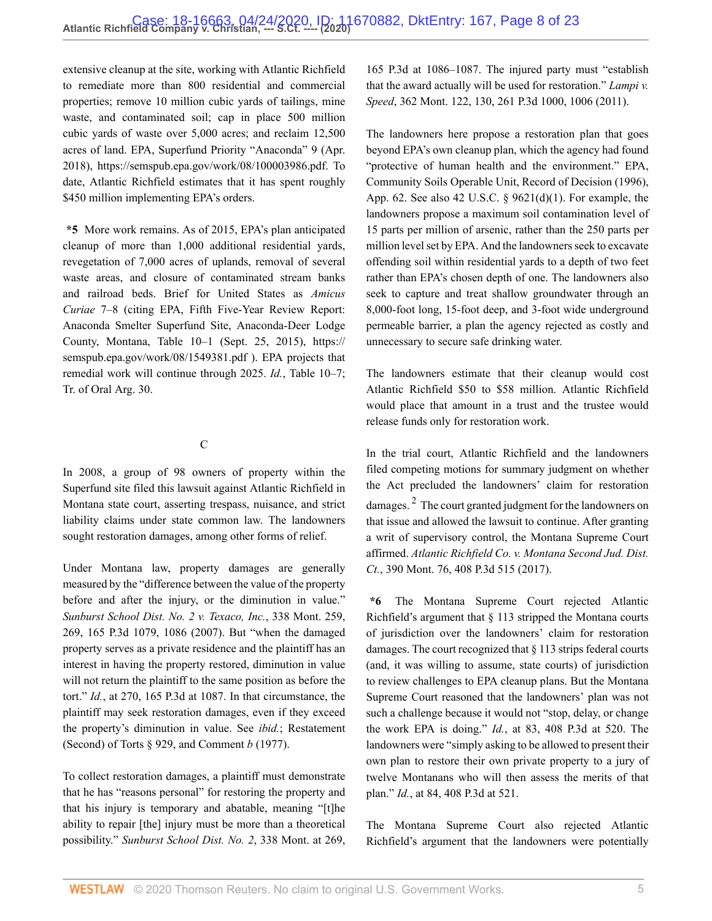extensive cleanup at the site, working with Atlantic Richfield to remediate more than 800 residential and commercial properties; remove 10 million cubic yards of tailings, mine waste, and contaminated soil; cap in place 500 million cubic yards of waste over 5,000 acres; and reclaim 12,500 acres of land. EPA, Superfund Priority "Anaconda" 9 (Apr. 2018), https://semspub.epa.gov/work/08/100003986.pdf. To date, Atlantic Richfield estimates that it has spent roughly $450 million implementing EPA's orders.

**\*5** More work remains. As of 2015, EPA's plan anticipated cleanup of more than 1,000 additional residential yards, revegetation of 7,000 acres of uplands, removal of several waste areas, and closure of contaminated stream banks and railroad beds. Brief for United States as *Amicus Curiae* 7–8 (citing EPA, Fifth Five-Year Review Report: Anaconda Smelter Superfund Site, Anaconda-Deer Lodge County, Montana, Table 10–1 (Sept. 25, 2015), https://semspub.epa.gov/work/08/1549381.pdf ). EPA projects that remedial work will continue through 2025. *Id.*, Table 10–7; Tr. of Oral Arg. 30.

### C

In 2008, a group of 98 owners of property within the Superfund site filed this lawsuit against Atlantic Richfield in Montana state court, asserting trespass, nuisance, and strict liability claims under state common law. The landowners sought restoration damages, among other forms of relief.

Under Montana law, property damages are generally measured by the "difference between the value of the property before and after the injury, or the diminution in value." *Sunburst School Dist. No. 2 v. Texaco, Inc.*, 338 Mont. 259, 269, 165 P.3d 1079, 1086 (2007). But "when the damaged property serves as a private residence and the plaintiff has an interest in having the property restored, diminution in value will not return the plaintiff to the same position as before the tort." *Id.*, at 270, 165 P.3d at 1087. In that circumstance, the plaintiff may seek restoration damages, even if they exceed the property's diminution in value. See *ibid.*; Restatement (Second) of Torts § 929, and Comment *b* (1977).

To collect restoration damages, a plaintiff must demonstrate that he has "reasons personal" for restoring the property and that his injury is temporary and abatable, meaning "[t]he ability to repair [the] injury must be more than a theoretical possibility." *Sunburst School Dist. No. 2*, 338 Mont. at 269, 165 P.3d at 1086–1087. The injured party must "establish that the award actually will be used for restoration." *Lampi v. Speed*, 362 Mont. 122, 130, 261 P.3d 1000, 1006 (2011).

The landowners here propose a restoration plan that goes beyond EPA's own cleanup plan, which the agency had found "protective of human health and the environment." EPA, Community Soils Operable Unit, Record of Decision (1996), App. 62. See also 42 U.S.C. § 9621(d)(1). For example, the landowners propose a maximum soil contamination level of 15 parts per million of arsenic, rather than the 250 parts per million level set by EPA. And the landowners seek to excavate offending soil within residential yards to a depth of two feet rather than EPA's chosen depth of one. The landowners also seek to capture and treat shallow groundwater through an 8,000-foot long, 15-foot deep, and 3-foot wide underground permeable barrier, a plan the agency rejected as costly and unnecessary to secure safe drinking water.

The landowners estimate that their cleanup would cost Atlantic Richfield $50 to $58 million. Atlantic Richfield would place that amount in a trust and the trustee would release funds only for restoration work.

In the trial court, Atlantic Richfield and the landowners filed competing motions for summary judgment on whether the Act precluded the landowners' claim for restoration damages.[2] The court granted judgment for the landowners on that issue and allowed the lawsuit to continue. After granting a writ of supervisory control, the Montana Supreme Court affirmed. *Atlantic Richfield Co. v. Montana Second Jud. Dist. Ct.*, 390 Mont. 76, 408 P.3d 515 (2017).

**\*6** The Montana Supreme Court rejected Atlantic Richfield's argument that § 113 stripped the Montana courts of jurisdiction over the landowners' claim for restoration damages. The court recognized that § 113 strips federal courts (and, it was willing to assume, state courts) of jurisdiction to review challenges to EPA cleanup plans. But the Montana Supreme Court reasoned that the landowners' plan was not such a challenge because it would not "stop, delay, or change the work EPA is doing." *Id.*, at 83, 408 P.3d at 520. The landowners were "simply asking to be allowed to present their own plan to restore their own private property to a jury of twelve Montanans who will then assess the merits of that plan." *Id.*, at 84, 408 P.3d at 521.

The Montana Supreme Court also rejected Atlantic Richfield's argument that the landowners were potentially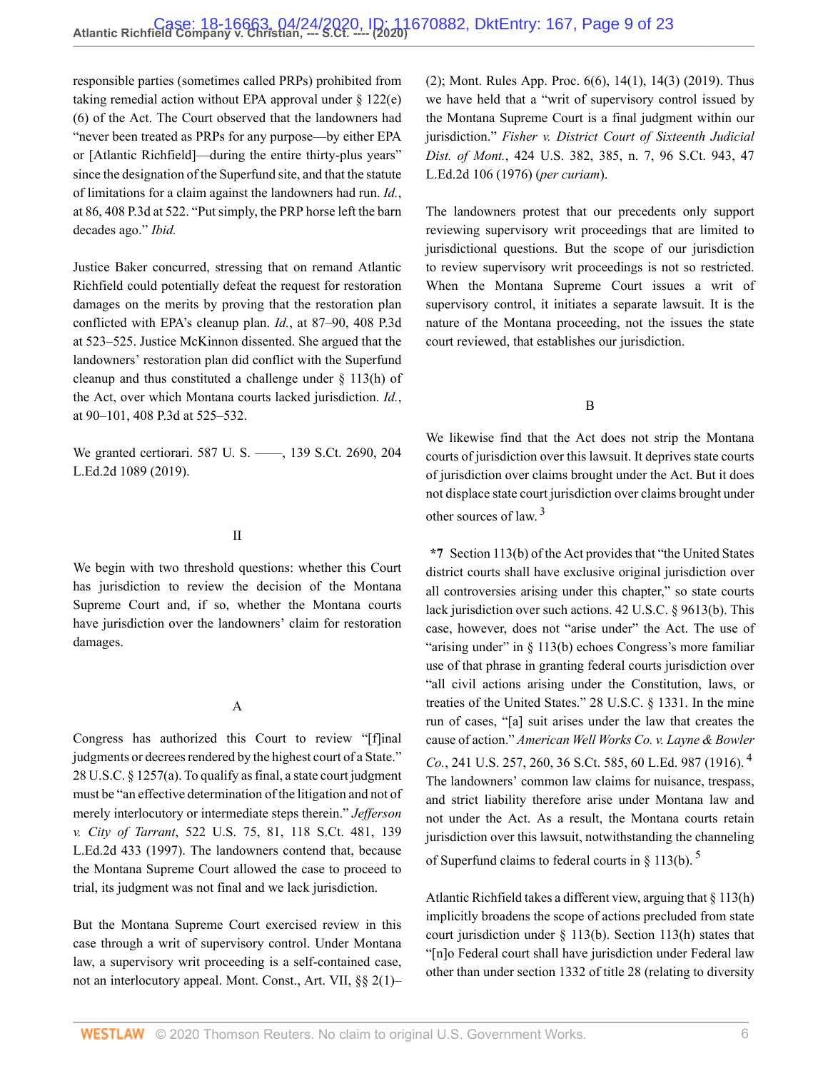responsible parties (sometimes called PRPs) prohibited from taking remedial action without EPA approval under § 122(e)(6) of the Act. The Court observed that the landowners had "never been treated as PRPs for any purpose—by either EPA or [Atlantic Richfield]—during the entire thirty-plus years" since the designation of the Superfund site, and that the statute of limitations for a claim against the landowners had run. *Id.*, at 86, 408 P.3d at 522. "Put simply, the PRP horse left the barn decades ago." *Ibid.*

Justice Baker concurred, stressing that on remand Atlantic Richfield could potentially defeat the request for restoration damages on the merits by proving that the restoration plan conflicted with EPA's cleanup plan. *Id.*, at 87–90, 408 P.3d at 523–525. Justice McKinnon dissented. She argued that the landowners' restoration plan did conflict with the Superfund cleanup and thus constituted a challenge under § 113(h) of the Act, over which Montana courts lacked jurisdiction. *Id.*, at 90–101, 408 P.3d at 525–532.

We granted certiorari. 587 U. S. ––––, 139 S.Ct. 2690, 204 L.Ed.2d 1089 (2019).

## II

We begin with two threshold questions: whether this Court has jurisdiction to review the decision of the Montana Supreme Court and, if so, whether the Montana courts have jurisdiction over the landowners' claim for restoration damages.

### A

Congress has authorized this Court to review "[f]inal judgments or decrees rendered by the highest court of a State." 28 U.S.C. § 1257(a). To qualify as final, a state court judgment must be "an effective determination of the litigation and not of merely interlocutory or intermediate steps therein." *Jefferson v. City of Tarrant*, 522 U.S. 75, 81, 118 S.Ct. 481, 139 L.Ed.2d 433 (1997). The landowners contend that, because the Montana Supreme Court allowed the case to proceed to trial, its judgment was not final and we lack jurisdiction.

But the Montana Supreme Court exercised review in this case through a writ of supervisory control. Under Montana law, a supervisory writ proceeding is a self-contained case, not an interlocutory appeal. Mont. Const., Art. VII, §§ 2(1)–(2); Mont. Rules App. Proc. 6(6), 14(1), 14(3) (2019). Thus we have held that a "writ of supervisory control issued by the Montana Supreme Court is a final judgment within our jurisdiction." *Fisher v. District Court of Sixteenth Judicial Dist. of Mont.*, 424 U.S. 382, 385, n. 7, 96 S.Ct. 943, 47 L.Ed.2d 106 (1976) (*per curiam*).

The landowners protest that our precedents only support reviewing supervisory writ proceedings that are limited to jurisdictional questions. But the scope of our jurisdiction to review supervisory writ proceedings is not so restricted. When the Montana Supreme Court issues a writ of supervisory control, it initiates a separate lawsuit. It is the nature of the Montana proceeding, not the issues the state court reviewed, that establishes our jurisdiction.

### B

We likewise find that the Act does not strip the Montana courts of jurisdiction over this lawsuit. It deprives state courts of jurisdiction over claims brought under the Act. But it does not displace state court jurisdiction over claims brought under other sources of law.[3]

**\*7** Section 113(b) of the Act provides that "the United States district courts shall have exclusive original jurisdiction over all controversies arising under this chapter," so state courts lack jurisdiction over such actions. 42 U.S.C. § 9613(b). This case, however, does not "arise under" the Act. The use of "arising under" in § 113(b) echoes Congress's more familiar use of that phrase in granting federal courts jurisdiction over "all civil actions arising under the Constitution, laws, or treaties of the United States." 28 U.S.C. § 1331. In the mine run of cases, "[a] suit arises under the law that creates the cause of action." *American Well Works Co. v. Layne & Bowler Co.*, 241 U.S. 257, 260, 36 S.Ct. 585, 60 L.Ed. 987 (1916).[4] The landowners' common law claims for nuisance, trespass, and strict liability therefore arise under Montana law and not under the Act. As a result, the Montana courts retain jurisdiction over this lawsuit, notwithstanding the channeling of Superfund claims to federal courts in § 113(b).[5]

Atlantic Richfield takes a different view, arguing that § 113(h) implicitly broadens the scope of actions precluded from state court jurisdiction under § 113(b). Section 113(h) states that "[n]o Federal court shall have jurisdiction under Federal law other than under section 1332 of title 28 (relating to diversity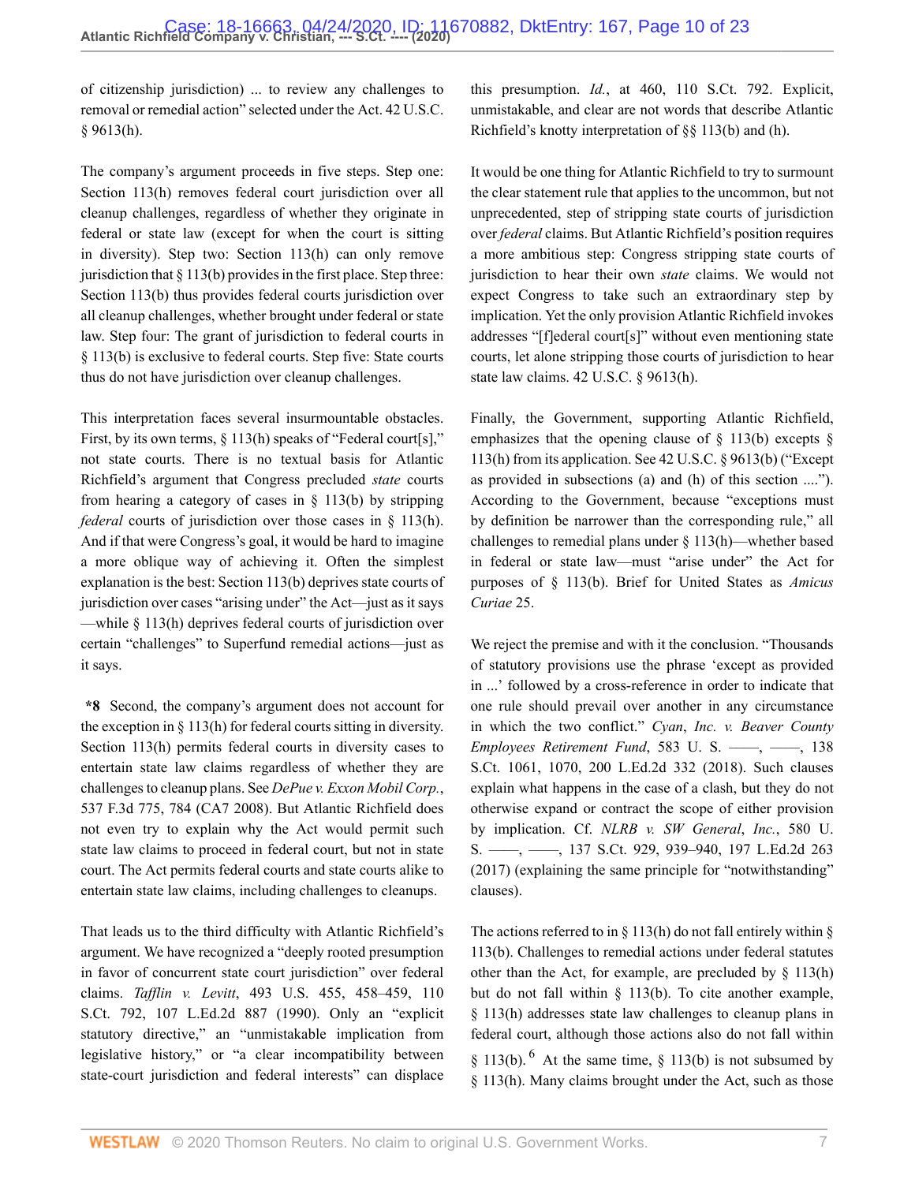of citizenship jurisdiction) ... to review any challenges to removal or remedial action" selected under the Act. 42 U.S.C. § 9613(h).

The company's argument proceeds in five steps. Step one: Section 113(h) removes federal court jurisdiction over all cleanup challenges, regardless of whether they originate in federal or state law (except for when the court is sitting in diversity). Step two: Section 113(h) can only remove jurisdiction that § 113(b) provides in the first place. Step three: Section 113(b) thus provides federal courts jurisdiction over all cleanup challenges, whether brought under federal or state law. Step four: The grant of jurisdiction to federal courts in § 113(b) is exclusive to federal courts. Step five: State courts thus do not have jurisdiction over cleanup challenges.

This interpretation faces several insurmountable obstacles. First, by its own terms, § 113(h) speaks of "Federal court[s]," not state courts. There is no textual basis for Atlantic Richfield's argument that Congress precluded *state* courts from hearing a category of cases in § 113(b) by stripping *federal* courts of jurisdiction over those cases in § 113(h). And if that were Congress's goal, it would be hard to imagine a more oblique way of achieving it. Often the simplest explanation is the best: Section 113(b) deprives state courts of jurisdiction over cases "arising under" the Act—just as it says—while § 113(h) deprives federal courts of jurisdiction over certain "challenges" to Superfund remedial actions—just as it says.

**\*8** Second, the company's argument does not account for the exception in § 113(h) for federal courts sitting in diversity. Section 113(h) permits federal courts in diversity cases to entertain state law claims regardless of whether they are challenges to cleanup plans. See *DePue v. Exxon Mobil Corp.*, 537 F.3d 775, 784 (CA7 2008). But Atlantic Richfield does not even try to explain why the Act would permit such state law claims to proceed in federal court, but not in state court. The Act permits federal courts and state courts alike to entertain state law claims, including challenges to cleanups.

That leads us to the third difficulty with Atlantic Richfield's argument. We have recognized a "deeply rooted presumption in favor of concurrent state court jurisdiction" over federal claims. *Tafflin v. Levitt*, 493 U.S. 455, 458–459, 110 S.Ct. 792, 107 L.Ed.2d 887 (1990). Only an "explicit statutory directive," an "unmistakable implication from legislative history," or "a clear incompatibility between state-court jurisdiction and federal interests" can displace this presumption. *Id.*, at 460, 110 S.Ct. 792. Explicit, unmistakable, and clear are not words that describe Atlantic Richfield's knotty interpretation of §§ 113(b) and (h).

It would be one thing for Atlantic Richfield to try to surmount the clear statement rule that applies to the uncommon, but not unprecedented, step of stripping state courts of jurisdiction over *federal* claims. But Atlantic Richfield's position requires a more ambitious step: Congress stripping state courts of jurisdiction to hear their own *state* claims. We would not expect Congress to take such an extraordinary step by implication. Yet the only provision Atlantic Richfield invokes addresses "[f]ederal court[s]" without even mentioning state courts, let alone stripping those courts of jurisdiction to hear state law claims. 42 U.S.C. § 9613(h).

Finally, the Government, supporting Atlantic Richfield, emphasizes that the opening clause of § 113(b) excepts § 113(h) from its application. See 42 U.S.C. § 9613(b) ("Except as provided in subsections (a) and (h) of this section ...."). According to the Government, because "exceptions must by definition be narrower than the corresponding rule," all challenges to remedial plans under § 113(h)—whether based in federal or state law—must "arise under" the Act for purposes of § 113(b). Brief for United States as *Amicus Curiae* 25.

We reject the premise and with it the conclusion. "Thousands of statutory provisions use the phrase 'except as provided in ...' followed by a cross-reference in order to indicate that one rule should prevail over another in any circumstance in which the two conflict." *Cyan, Inc. v. Beaver County Employees Retirement Fund*, 583 U. S. ––––, ––––, 138 S.Ct. 1061, 1070, 200 L.Ed.2d 332 (2018). Such clauses explain what happens in the case of a clash, but they do not otherwise expand or contract the scope of either provision by implication. Cf. *NLRB v. SW General, Inc.*, 580 U. S. ––––, ––––, 137 S.Ct. 929, 939–940, 197 L.Ed.2d 263 (2017) (explaining the same principle for "notwithstanding" clauses).

The actions referred to in § 113(h) do not fall entirely within § 113(b). Challenges to remedial actions under federal statutes other than the Act, for example, are precluded by § 113(h) but do not fall within § 113(b). To cite another example, § 113(h) addresses state law challenges to cleanup plans in federal court, although those actions also do not fall within § 113(b).[6] At the same time, § 113(b) is not subsumed by § 113(h). Many claims brought under the Act, such as those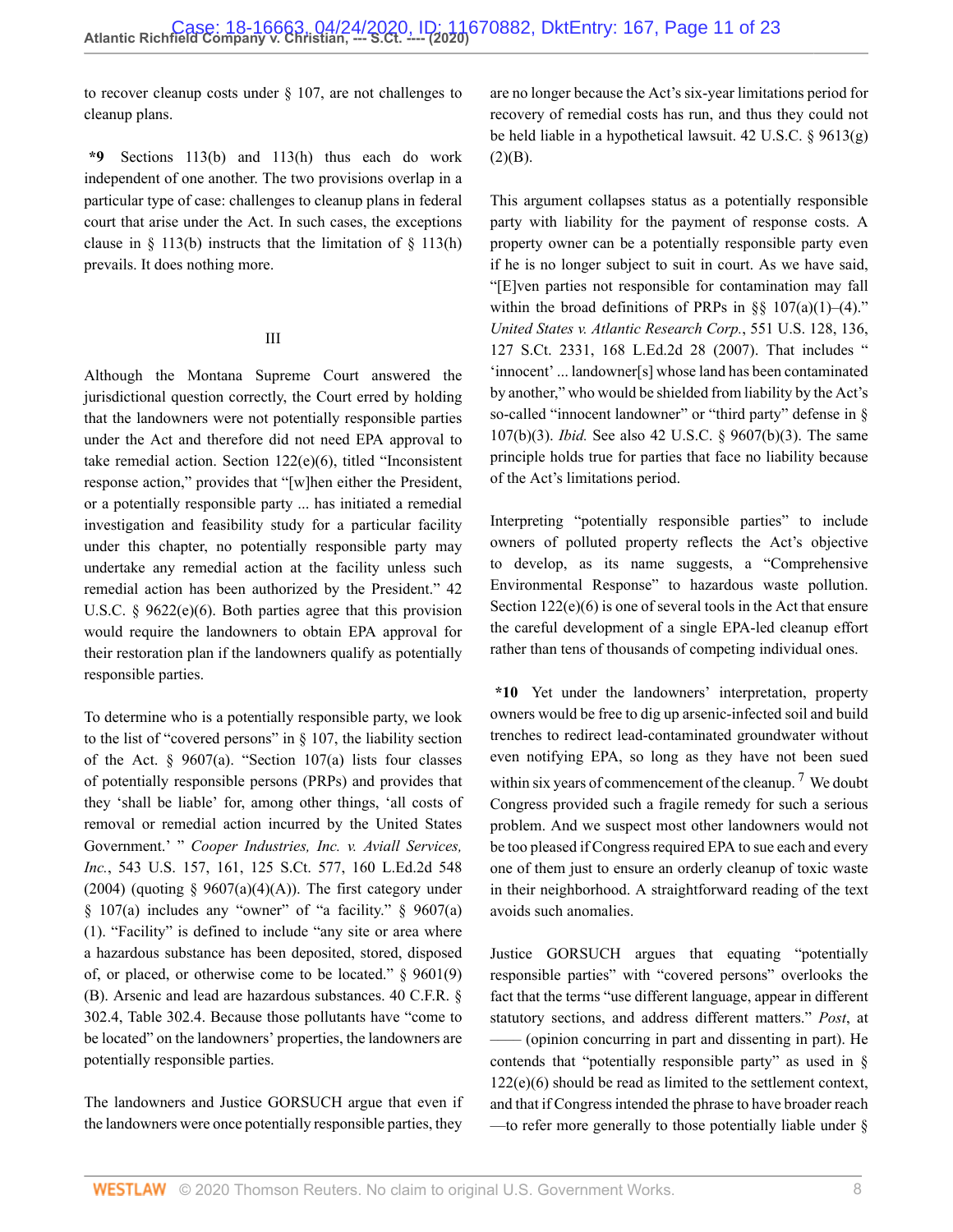to recover cleanup costs under § 107, are not challenges to cleanup plans.

**\*9** Sections 113(b) and 113(h) thus each do work independent of one another. The two provisions overlap in a particular type of case: challenges to cleanup plans in federal court that arise under the Act. In such cases, the exceptions clause in § 113(b) instructs that the limitation of § 113(h) prevails. It does nothing more.

## III

Although the Montana Supreme Court answered the jurisdictional question correctly, the Court erred by holding that the landowners were not potentially responsible parties under the Act and therefore did not need EPA approval to take remedial action. Section 122(e)(6), titled "Inconsistent response action," provides that "[w]hen either the President, or a potentially responsible party ... has initiated a remedial investigation and feasibility study for a particular facility under this chapter, no potentially responsible party may undertake any remedial action at the facility unless such remedial action has been authorized by the President." 42 U.S.C. § 9622(e)(6). Both parties agree that this provision would require the landowners to obtain EPA approval for their restoration plan if the landowners qualify as potentially responsible parties.

To determine who is a potentially responsible party, we look to the list of "covered persons" in § 107, the liability section of the Act. § 9607(a). "Section 107(a) lists four classes of potentially responsible persons (PRPs) and provides that they 'shall be liable' for, among other things, 'all costs of removal or remedial action incurred by the United States Government.' " *Cooper Industries, Inc. v. Aviall Services, Inc.*, 543 U.S. 157, 161, 125 S.Ct. 577, 160 L.Ed.2d 548 (2004) (quoting § 9607(a)(4)(A)). The first category under § 107(a) includes any "owner" of "a facility." § 9607(a)(1). "Facility" is defined to include "any site or area where a hazardous substance has been deposited, stored, disposed of, or placed, or otherwise come to be located." § 9601(9)(B). Arsenic and lead are hazardous substances. 40 C.F.R. § 302.4, Table 302.4. Because those pollutants have "come to be located" on the landowners' properties, the landowners are potentially responsible parties.

The landowners and Justice GORSUCH argue that even if the landowners were once potentially responsible parties, they are no longer because the Act's six-year limitations period for recovery of remedial costs has run, and thus they could not be held liable in a hypothetical lawsuit. 42 U.S.C. § 9613(g)(2)(B).

This argument collapses status as a potentially responsible party with liability for the payment of response costs. A property owner can be a potentially responsible party even if he is no longer subject to suit in court. As we have said, "[E]ven parties not responsible for contamination may fall within the broad definitions of PRPs in §§ 107(a)(1)–(4)." *United States v. Atlantic Research Corp.*, 551 U.S. 128, 136, 127 S.Ct. 2331, 168 L.Ed.2d 28 (2007). That includes " 'innocent' ... landowner[s] whose land has been contaminated by another," who would be shielded from liability by the Act's so-called "innocent landowner" or "third party" defense in § 107(b)(3). *Ibid.* See also 42 U.S.C. § 9607(b)(3). The same principle holds true for parties that face no liability because of the Act's limitations period.

Interpreting "potentially responsible parties" to include owners of polluted property reflects the Act's objective to develop, as its name suggests, a "Comprehensive Environmental Response" to hazardous waste pollution. Section 122(e)(6) is one of several tools in the Act that ensure the careful development of a single EPA-led cleanup effort rather than tens of thousands of competing individual ones.

**\*10** Yet under the landowners' interpretation, property owners would be free to dig up arsenic-infected soil and build trenches to redirect lead-contaminated groundwater without even notifying EPA, so long as they have not been sued within six years of commencement of the cleanup. [7] We doubt Congress provided such a fragile remedy for such a serious problem. And we suspect most other landowners would not be too pleased if Congress required EPA to sue each and every one of them just to ensure an orderly cleanup of toxic waste in their neighborhood. A straightforward reading of the text avoids such anomalies.

Justice GORSUCH argues that equating "potentially responsible parties" with "covered persons" overlooks the fact that the terms "use different language, appear in different statutory sections, and address different matters." *Post*, at —— (opinion concurring in part and dissenting in part). He contends that "potentially responsible party" as used in § 122(e)(6) should be read as limited to the settlement context, and that if Congress intended the phrase to have broader reach —to refer more generally to those potentially liable under §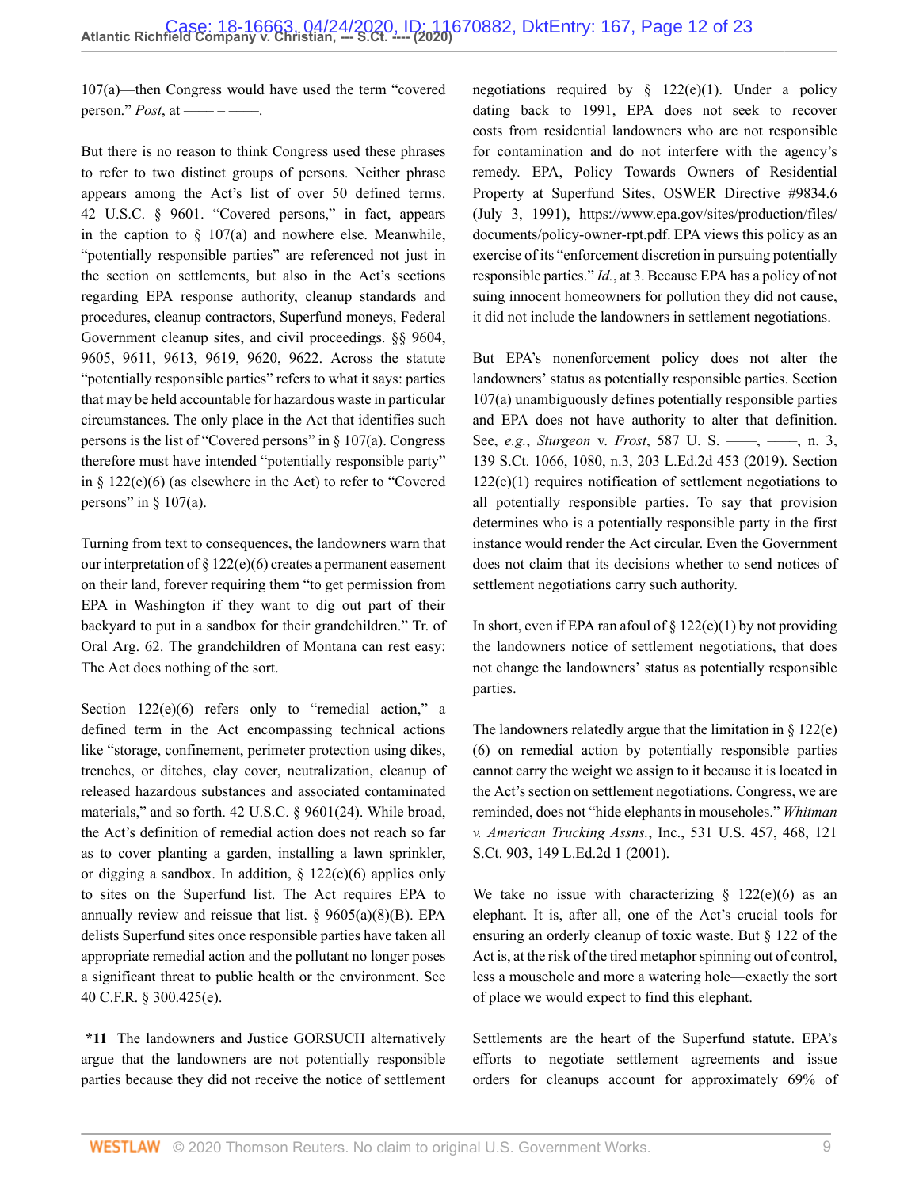107(a)—then Congress would have used the term "covered person." *Post*, at —— – ——.

But there is no reason to think Congress used these phrases to refer to two distinct groups of persons. Neither phrase appears among the Act's list of over 50 defined terms. 42 U.S.C. § 9601. "Covered persons," in fact, appears in the caption to § 107(a) and nowhere else. Meanwhile, "potentially responsible parties" are referenced not just in the section on settlements, but also in the Act's sections regarding EPA response authority, cleanup standards and procedures, cleanup contractors, Superfund moneys, Federal Government cleanup sites, and civil proceedings. §§ 9604, 9605, 9611, 9613, 9619, 9620, 9622. Across the statute "potentially responsible parties" refers to what it says: parties that may be held accountable for hazardous waste in particular circumstances. The only place in the Act that identifies such persons is the list of "Covered persons" in § 107(a). Congress therefore must have intended "potentially responsible party" in § 122(e)(6) (as elsewhere in the Act) to refer to "Covered persons" in § 107(a).

Turning from text to consequences, the landowners warn that our interpretation of § 122(e)(6) creates a permanent easement on their land, forever requiring them "to get permission from EPA in Washington if they want to dig out part of their backyard to put in a sandbox for their grandchildren." Tr. of Oral Arg. 62. The grandchildren of Montana can rest easy: The Act does nothing of the sort.

Section 122(e)(6) refers only to "remedial action," a defined term in the Act encompassing technical actions like "storage, confinement, perimeter protection using dikes, trenches, or ditches, clay cover, neutralization, cleanup of released hazardous substances and associated contaminated materials," and so forth. 42 U.S.C. § 9601(24). While broad, the Act's definition of remedial action does not reach so far as to cover planting a garden, installing a lawn sprinkler, or digging a sandbox. In addition, § 122(e)(6) applies only to sites on the Superfund list. The Act requires EPA to annually review and reissue that list. § 9605(a)(8)(B). EPA delists Superfund sites once responsible parties have taken all appropriate remedial action and the pollutant no longer poses a significant threat to public health or the environment. See 40 C.F.R. § 300.425(e).

**\*11** The landowners and Justice GORSUCH alternatively argue that the landowners are not potentially responsible parties because they did not receive the notice of settlement negotiations required by § 122(e)(1). Under a policy dating back to 1991, EPA does not seek to recover costs from residential landowners who are not responsible for contamination and do not interfere with the agency's remedy. EPA, Policy Towards Owners of Residential Property at Superfund Sites, OSWER Directive #9834.6 (July 3, 1991), https://www.epa.gov/sites/production/files/documents/policy-owner-rpt.pdf. EPA views this policy as an exercise of its "enforcement discretion in pursuing potentially responsible parties." *Id.*, at 3. Because EPA has a policy of not suing innocent homeowners for pollution they did not cause, it did not include the landowners in settlement negotiations.

But EPA's nonenforcement policy does not alter the landowners' status as potentially responsible parties. Section 107(a) unambiguously defines potentially responsible parties and EPA does not have authority to alter that definition. See, *e.g.*, *Sturgeon* v. *Frost*, 587 U. S. ——, ——, n. 3, 139 S.Ct. 1066, 1080, n.3, 203 L.Ed.2d 453 (2019). Section 122(e)(1) requires notification of settlement negotiations to all potentially responsible parties. To say that provision determines who is a potentially responsible party in the first instance would render the Act circular. Even the Government does not claim that its decisions whether to send notices of settlement negotiations carry such authority.

In short, even if EPA ran afoul of § 122(e)(1) by not providing the landowners notice of settlement negotiations, that does not change the landowners' status as potentially responsible parties.

The landowners relatedly argue that the limitation in § 122(e)(6) on remedial action by potentially responsible parties cannot carry the weight we assign to it because it is located in the Act's section on settlement negotiations. Congress, we are reminded, does not "hide elephants in mouseholes." *Whitman v. American Trucking Assns.*, Inc., 531 U.S. 457, 468, 121 S.Ct. 903, 149 L.Ed.2d 1 (2001).

We take no issue with characterizing § 122(e)(6) as an elephant. It is, after all, one of the Act's crucial tools for ensuring an orderly cleanup of toxic waste. But § 122 of the Act is, at the risk of the tired metaphor spinning out of control, less a mousehole and more a watering hole—exactly the sort of place we would expect to find this elephant.

Settlements are the heart of the Superfund statute. EPA's efforts to negotiate settlement agreements and issue orders for cleanups account for approximately 69% of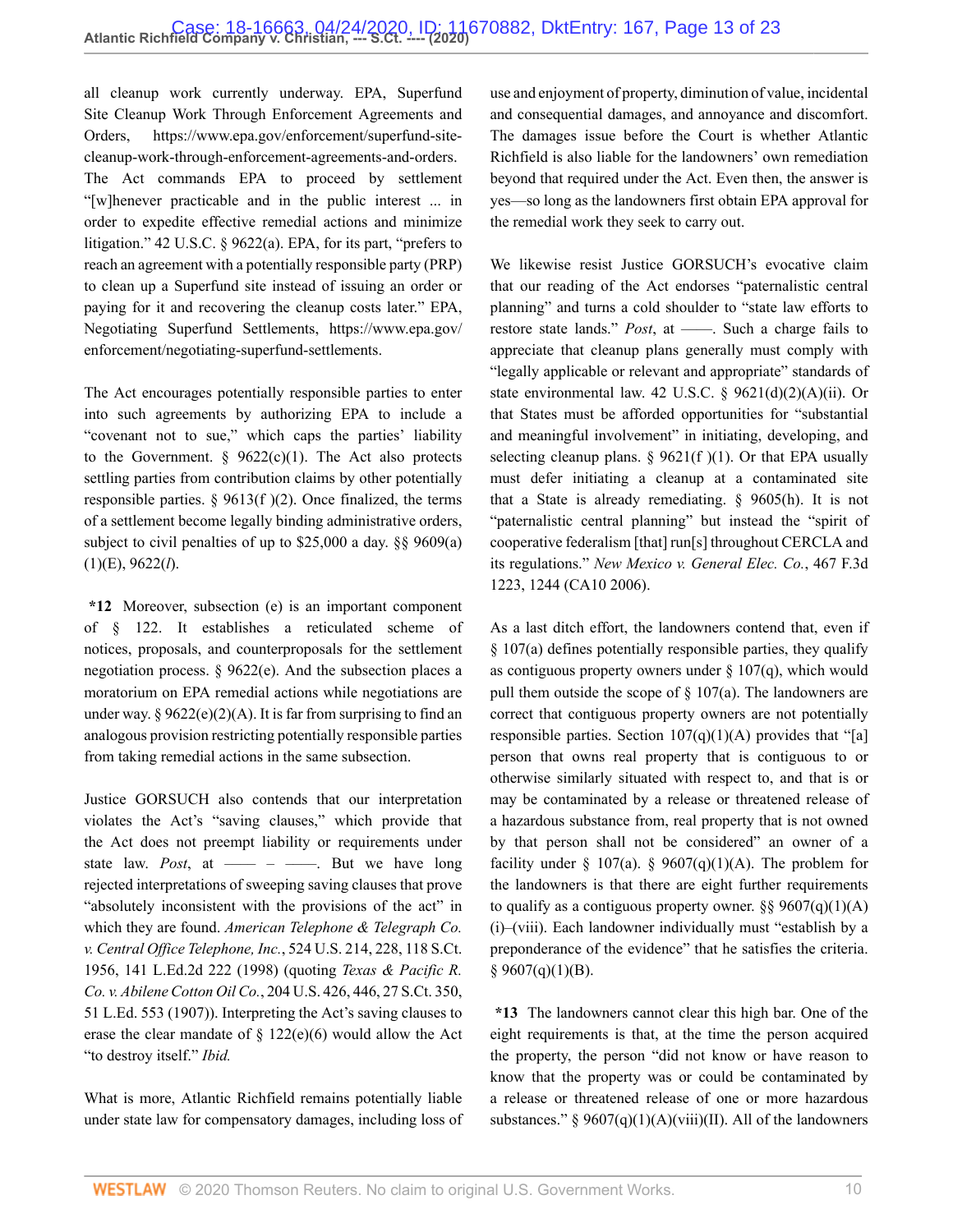all cleanup work currently underway. EPA, Superfund Site Cleanup Work Through Enforcement Agreements and Orders, https://www.epa.gov/enforcement/superfund-site-cleanup-work-through-enforcement-agreements-and-orders. The Act commands EPA to proceed by settlement "[w]henever practicable and in the public interest ... in order to expedite effective remedial actions and minimize litigation." 42 U.S.C. § 9622(a). EPA, for its part, "prefers to reach an agreement with a potentially responsible party (PRP) to clean up a Superfund site instead of issuing an order or paying for it and recovering the cleanup costs later." EPA, Negotiating Superfund Settlements, https://www.epa.gov/enforcement/negotiating-superfund-settlements.

The Act encourages potentially responsible parties to enter into such agreements by authorizing EPA to include a "covenant not to sue," which caps the parties' liability to the Government. § 9622(c)(1). The Act also protects settling parties from contribution claims by other potentially responsible parties. § 9613(f )(2). Once finalized, the terms of a settlement become legally binding administrative orders, subject to civil penalties of up to $25,000 a day. §§ 9609(a)(1)(E), 9622(*l*).

**\*12** Moreover, subsection (e) is an important component of § 122. It establishes a reticulated scheme of notices, proposals, and counterproposals for the settlement negotiation process. § 9622(e). And the subsection places a moratorium on EPA remedial actions while negotiations are under way. § 9622(e)(2)(A). It is far from surprising to find an analogous provision restricting potentially responsible parties from taking remedial actions in the same subsection.

Justice GORSUCH also contends that our interpretation violates the Act's "saving clauses," which provide that the Act does not preempt liability or requirements under state law. *Post*, at —— – ——. But we have long rejected interpretations of sweeping saving clauses that prove "absolutely inconsistent with the provisions of the act" in which they are found. *American Telephone & Telegraph Co. v. Central Office Telephone, Inc.*, 524 U.S. 214, 228, 118 S.Ct. 1956, 141 L.Ed.2d 222 (1998) (quoting *Texas & Pacific R. Co. v. Abilene Cotton Oil Co.*, 204 U.S. 426, 446, 27 S.Ct. 350, 51 L.Ed. 553 (1907)). Interpreting the Act's saving clauses to erase the clear mandate of § 122(e)(6) would allow the Act "to destroy itself." *Ibid.*

What is more, Atlantic Richfield remains potentially liable under state law for compensatory damages, including loss of use and enjoyment of property, diminution of value, incidental and consequential damages, and annoyance and discomfort. The damages issue before the Court is whether Atlantic Richfield is also liable for the landowners' own remediation beyond that required under the Act. Even then, the answer is yes—so long as the landowners first obtain EPA approval for the remedial work they seek to carry out.

We likewise resist Justice GORSUCH's evocative claim that our reading of the Act endorses "paternalistic central planning" and turns a cold shoulder to "state law efforts to restore state lands." *Post*, at ——. Such a charge fails to appreciate that cleanup plans generally must comply with "legally applicable or relevant and appropriate" standards of state environmental law. 42 U.S.C. § 9621(d)(2)(A)(ii). Or that States must be afforded opportunities for "substantial and meaningful involvement" in initiating, developing, and selecting cleanup plans. § 9621(f )(1). Or that EPA usually must defer initiating a cleanup at a contaminated site that a State is already remediating. § 9605(h). It is not "paternalistic central planning" but instead the "spirit of cooperative federalism [that] run[s] throughout CERCLA and its regulations." *New Mexico v. General Elec. Co.*, 467 F.3d 1223, 1244 (CA10 2006).

As a last ditch effort, the landowners contend that, even if § 107(a) defines potentially responsible parties, they qualify as contiguous property owners under § 107(q), which would pull them outside the scope of § 107(a). The landowners are correct that contiguous property owners are not potentially responsible parties. Section 107(q)(1)(A) provides that "[a] person that owns real property that is contiguous to or otherwise similarly situated with respect to, and that is or may be contaminated by a release or threatened release of a hazardous substance from, real property that is not owned by that person shall not be considered" an owner of a facility under § 107(a). § 9607(q)(1)(A). The problem for the landowners is that there are eight further requirements to qualify as a contiguous property owner. §§ 9607(q)(1)(A)(i)–(viii). Each landowner individually must "establish by a preponderance of the evidence" that he satisfies the criteria. § 9607(q)(1)(B).

**\*13** The landowners cannot clear this high bar. One of the eight requirements is that, at the time the person acquired the property, the person "did not know or have reason to know that the property was or could be contaminated by a release or threatened release of one or more hazardous substances." § 9607(q)(1)(A)(viii)(II). All of the landowners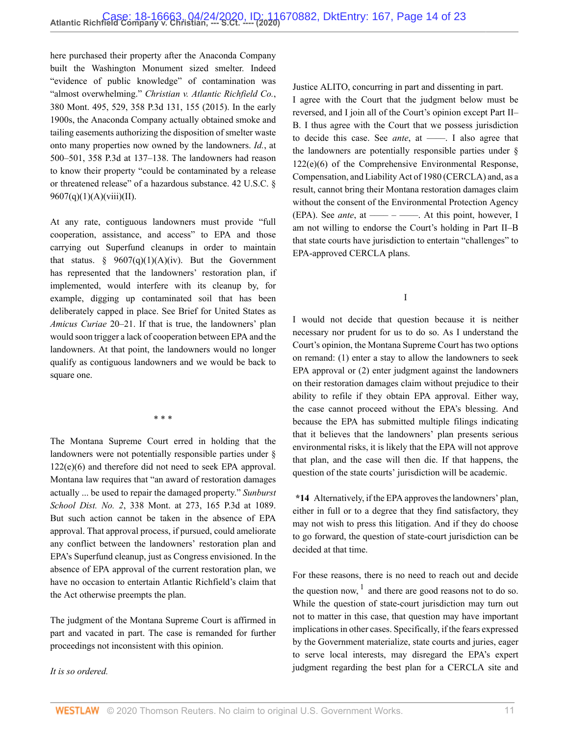here purchased their property after the Anaconda Company built the Washington Monument sized smelter. Indeed "evidence of public knowledge" of contamination was "almost overwhelming." *Christian v. Atlantic Richfield Co.*, 380 Mont. 495, 529, 358 P.3d 131, 155 (2015). In the early 1900s, the Anaconda Company actually obtained smoke and tailing easements authorizing the disposition of smelter waste onto many properties now owned by the landowners. *Id.*, at 500–501, 358 P.3d at 137–138. The landowners had reason to know their property "could be contaminated by a release or threatened release" of a hazardous substance. 42 U.S.C. § 9607(q)(1)(A)(viii)(II).

At any rate, contiguous landowners must provide "full cooperation, assistance, and access" to EPA and those carrying out Superfund cleanups in order to maintain that status. § 9607(q)(1)(A)(iv). But the Government has represented that the landowners' restoration plan, if implemented, would interfere with its cleanup by, for example, digging up contaminated soil that has been deliberately capped in place. See Brief for United States as *Amicus Curiae* 20–21. If that is true, the landowners' plan would soon trigger a lack of cooperation between EPA and the landowners. At that point, the landowners would no longer qualify as contiguous landowners and we would be back to square one.

\* \* \*

The Montana Supreme Court erred in holding that the landowners were not potentially responsible parties under § 122(e)(6) and therefore did not need to seek EPA approval. Montana law requires that "an award of restoration damages actually ... be used to repair the damaged property." *Sunburst School Dist. No. 2*, 338 Mont. at 273, 165 P.3d at 1089. But such action cannot be taken in the absence of EPA approval. That approval process, if pursued, could ameliorate any conflict between the landowners' restoration plan and EPA's Superfund cleanup, just as Congress envisioned. In the absence of EPA approval of the current restoration plan, we have no occasion to entertain Atlantic Richfield's claim that the Act otherwise preempts the plan.

The judgment of the Montana Supreme Court is affirmed in part and vacated in part. The case is remanded for further proceedings not inconsistent with this opinion.

*It is so ordered.*

Justice ALITO, concurring in part and dissenting in part.

I agree with the Court that the judgment below must be reversed, and I join all of the Court's opinion except Part II–B. I thus agree with the Court that we possess jurisdiction to decide this case. See *ante*, at ——. I also agree that the landowners are potentially responsible parties under § 122(e)(6) of the Comprehensive Environmental Response, Compensation, and Liability Act of 1980 (CERCLA) and, as a result, cannot bring their Montana restoration damages claim without the consent of the Environmental Protection Agency (EPA). See *ante*, at —— – ——. At this point, however, I am not willing to endorse the Court's holding in Part II–B that state courts have jurisdiction to entertain "challenges" to EPA-approved CERCLA plans.

## I

I would not decide that question because it is neither necessary nor prudent for us to do so. As I understand the Court's opinion, the Montana Supreme Court has two options on remand: (1) enter a stay to allow the landowners to seek EPA approval or (2) enter judgment against the landowners on their restoration damages claim without prejudice to their ability to refile if they obtain EPA approval. Either way, the case cannot proceed without the EPA's blessing. And because the EPA has submitted multiple filings indicating that it believes that the landowners' plan presents serious environmental risks, it is likely that the EPA will not approve that plan, and the case will then die. If that happens, the question of the state courts' jurisdiction will be academic.

**\*14** Alternatively, if the EPA approves the landowners' plan, either in full or to a degree that they find satisfactory, they may not wish to press this litigation. And if they do choose to go forward, the question of state-court jurisdiction can be decided at that time.

For these reasons, there is no need to reach out and decide the question now, [1] and there are good reasons not to do so. While the question of state-court jurisdiction may turn out not to matter in this case, that question may have important implications in other cases. Specifically, if the fears expressed by the Government materialize, state courts and juries, eager to serve local interests, may disregard the EPA's expert judgment regarding the best plan for a CERCLA site and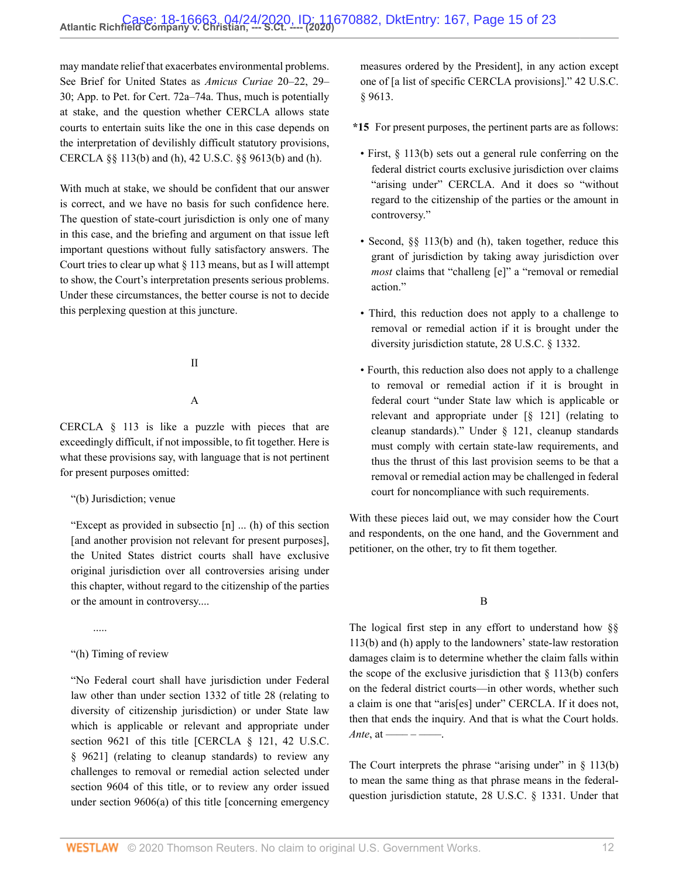may mandate relief that exacerbates environmental problems. See Brief for United States as *Amicus Curiae* 20–22, 29–30; App. to Pet. for Cert. 72a–74a. Thus, much is potentially at stake, and the question whether CERCLA allows state courts to entertain suits like the one in this case depends on the interpretation of devilishly difficult statutory provisions, CERCLA §§ 113(b) and (h), 42 U.S.C. §§ 9613(b) and (h).

With much at stake, we should be confident that our answer is correct, and we have no basis for such confidence here. The question of state-court jurisdiction is only one of many in this case, and the briefing and argument on that issue left important questions without fully satisfactory answers. The Court tries to clear up what § 113 means, but as I will attempt to show, the Court's interpretation presents serious problems. Under these circumstances, the better course is not to decide this perplexing question at this juncture.

## II

### A

CERCLA § 113 is like a puzzle with pieces that are exceedingly difficult, if not impossible, to fit together. Here is what these provisions say, with language that is not pertinent for present purposes omitted:

> "(b) Jurisdiction; venue
>
> "Except as provided in subsectio [n] ... (h) of this section [and another provision not relevant for present purposes], the United States district courts shall have exclusive original jurisdiction over all controversies arising under this chapter, without regard to the citizenship of the parties or the amount in controversy....
>
> .....
>
> "(h) Timing of review
>
> "No Federal court shall have jurisdiction under Federal law other than under section 1332 of title 28 (relating to diversity of citizenship jurisdiction) or under State law which is applicable or relevant and appropriate under section 9621 of this title [CERCLA § 121, 42 U.S.C. § 9621] (relating to cleanup standards) to review any challenges to removal or remedial action selected under section 9604 of this title, or to review any order issued under section 9606(a) of this title [concerning emergency measures ordered by the President], in any action except one of [a list of specific CERCLA provisions]." 42 U.S.C. § 9613.

**\*15** For present purposes, the pertinent parts are as follows:

- First, § 113(b) sets out a general rule conferring on the federal district courts exclusive jurisdiction over claims "arising under" CERCLA. And it does so "without regard to the citizenship of the parties or the amount in controversy."
- Second, §§ 113(b) and (h), taken together, reduce this grant of jurisdiction by taking away jurisdiction over *most* claims that "challeng [e]" a "removal or remedial action."
- Third, this reduction does not apply to a challenge to removal or remedial action if it is brought under the diversity jurisdiction statute, 28 U.S.C. § 1332.
- Fourth, this reduction also does not apply to a challenge to removal or remedial action if it is brought in federal court "under State law which is applicable or relevant and appropriate under [§ 121] (relating to cleanup standards)." Under § 121, cleanup standards must comply with certain state-law requirements, and thus the thrust of this last provision seems to be that a removal or remedial action may be challenged in federal court for noncompliance with such requirements.

With these pieces laid out, we may consider how the Court and respondents, on the one hand, and the Government and petitioner, on the other, try to fit them together.

### B

The logical first step in any effort to understand how §§ 113(b) and (h) apply to the landowners' state-law restoration damages claim is to determine whether the claim falls within the scope of the exclusive jurisdiction that § 113(b) confers on the federal district courts—in other words, whether such a claim is one that "aris[es] under" CERCLA. If it does not, then that ends the inquiry. And that is what the Court holds. *Ante*, at ––––  – ––––.

The Court interprets the phrase "arising under" in § 113(b) to mean the same thing as that phrase means in the federal-question jurisdiction statute, 28 U.S.C. § 1331. Under that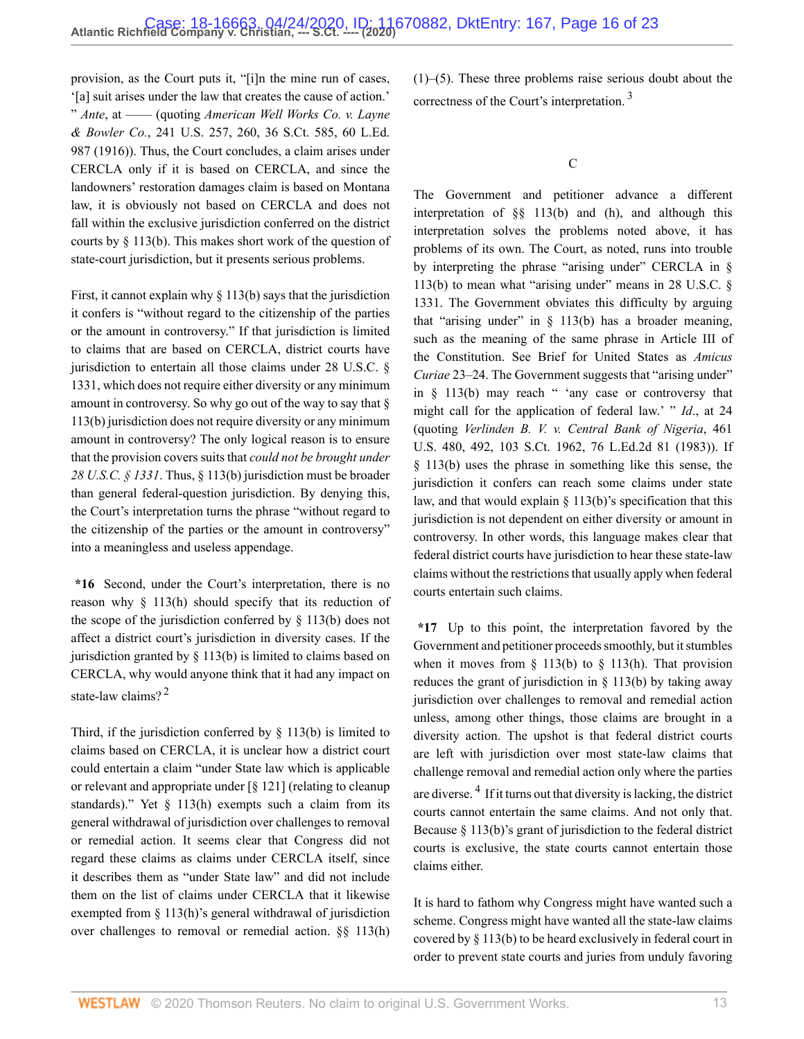provision, as the Court puts it, "[i]n the mine run of cases, '[a] suit arises under the law that creates the cause of action.' " *Ante*, at —— (quoting *American Well Works Co. v. Layne & Bowler Co.*, 241 U.S. 257, 260, 36 S.Ct. 585, 60 L.Ed. 987 (1916)). Thus, the Court concludes, a claim arises under CERCLA only if it is based on CERCLA, and since the landowners' restoration damages claim is based on Montana law, it is obviously not based on CERCLA and does not fall within the exclusive jurisdiction conferred on the district courts by § 113(b). This makes short work of the question of state-court jurisdiction, but it presents serious problems.

First, it cannot explain why § 113(b) says that the jurisdiction it confers is "without regard to the citizenship of the parties or the amount in controversy." If that jurisdiction is limited to claims that are based on CERCLA, district courts have jurisdiction to entertain all those claims under 28 U.S.C. § 1331, which does not require either diversity or any minimum amount in controversy. So why go out of the way to say that § 113(b) jurisdiction does not require diversity or any minimum amount in controversy? The only logical reason is to ensure that the provision covers suits that *could not be brought under 28 U.S.C. § 1331*. Thus, § 113(b) jurisdiction must be broader than general federal-question jurisdiction. By denying this, the Court's interpretation turns the phrase "without regard to the citizenship of the parties or the amount in controversy" into a meaningless and useless appendage.

**\*16** Second, under the Court's interpretation, there is no reason why § 113(h) should specify that its reduction of the scope of the jurisdiction conferred by § 113(b) does not affect a district court's jurisdiction in diversity cases. If the jurisdiction granted by § 113(b) is limited to claims based on CERCLA, why would anyone think that it had any impact on state-law claims? [2]

Third, if the jurisdiction conferred by § 113(b) is limited to claims based on CERCLA, it is unclear how a district court could entertain a claim "under State law which is applicable or relevant and appropriate under [§ 121] (relating to cleanup standards)." Yet § 113(h) exempts such a claim from its general withdrawal of jurisdiction over challenges to removal or remedial action. It seems clear that Congress did not regard these claims as claims under CERCLA itself, since it describes them as "under State law" and did not include them on the list of claims under CERCLA that it likewise exempted from § 113(h)'s general withdrawal of jurisdiction over challenges to removal or remedial action. §§ 113(h)(1)–(5). These three problems raise serious doubt about the correctness of the Court's interpretation. [3]

### C

The Government and petitioner advance a different interpretation of §§ 113(b) and (h), and although this interpretation solves the problems noted above, it has problems of its own. The Court, as noted, runs into trouble by interpreting the phrase "arising under" CERCLA in § 113(b) to mean what "arising under" means in 28 U.S.C. § 1331. The Government obviates this difficulty by arguing that "arising under" in § 113(b) has a broader meaning, such as the meaning of the same phrase in Article III of the Constitution. See Brief for United States as *Amicus Curiae* 23–24. The Government suggests that "arising under" in § 113(b) may reach " 'any case or controversy that might call for the application of federal law.' " *Id.*, at 24 (quoting *Verlinden B. V. v. Central Bank of Nigeria*, 461 U.S. 480, 492, 103 S.Ct. 1962, 76 L.Ed.2d 81 (1983)). If § 113(b) uses the phrase in something like this sense, the jurisdiction it confers can reach some claims under state law, and that would explain § 113(b)'s specification that this jurisdiction is not dependent on either diversity or amount in controversy. In other words, this language makes clear that federal district courts have jurisdiction to hear these state-law claims without the restrictions that usually apply when federal courts entertain such claims.

**\*17** Up to this point, the interpretation favored by the Government and petitioner proceeds smoothly, but it stumbles when it moves from § 113(b) to § 113(h). That provision reduces the grant of jurisdiction in § 113(b) by taking away jurisdiction over challenges to removal and remedial action unless, among other things, those claims are brought in a diversity action. The upshot is that federal district courts are left with jurisdiction over most state-law claims that challenge removal and remedial action only where the parties are diverse. [4] If it turns out that diversity is lacking, the district courts cannot entertain the same claims. And not only that. Because § 113(b)'s grant of jurisdiction to the federal district courts is exclusive, the state courts cannot entertain those claims either.

It is hard to fathom why Congress might have wanted such a scheme. Congress might have wanted all the state-law claims covered by § 113(b) to be heard exclusively in federal court in order to prevent state courts and juries from unduly favoring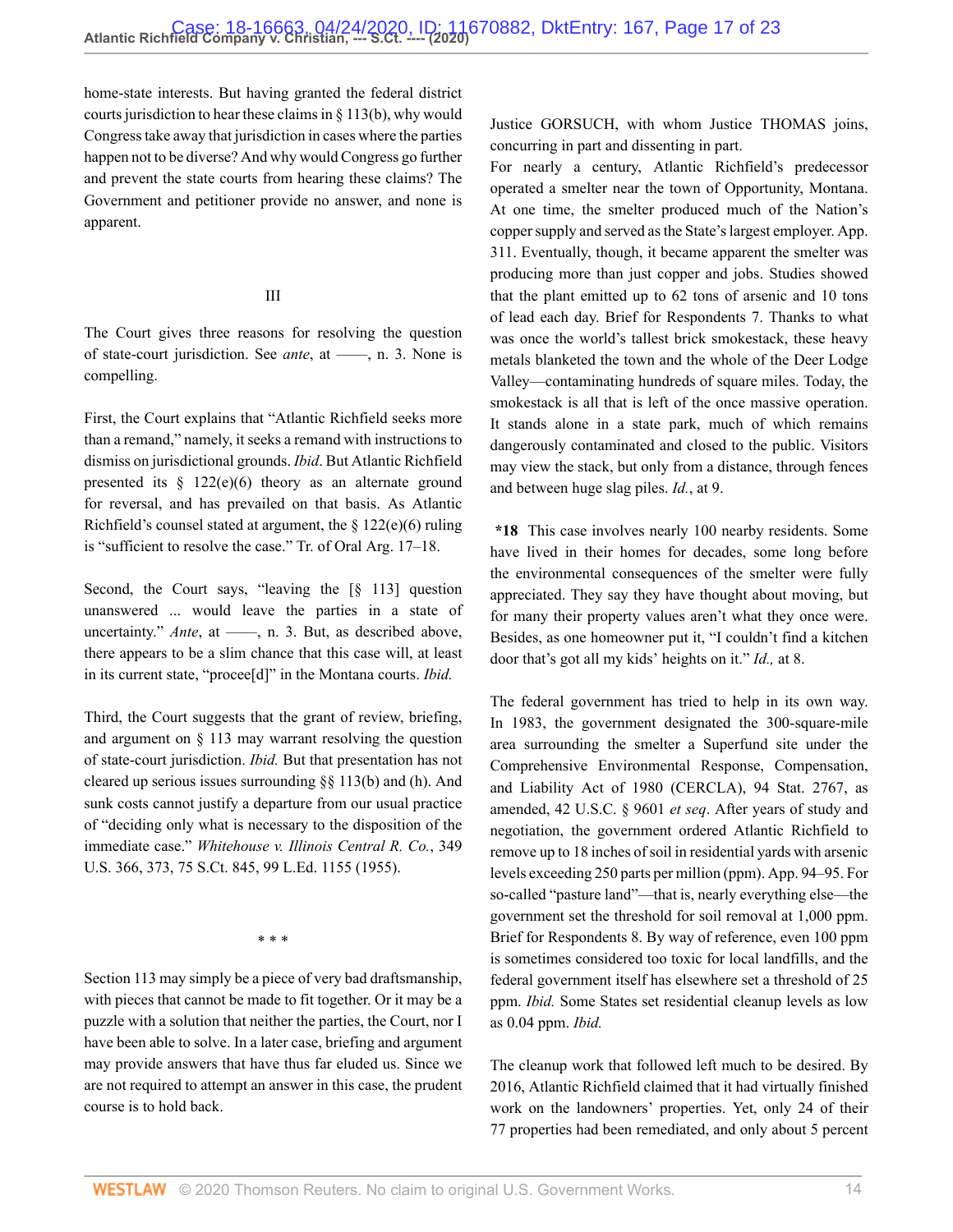home-state interests. But having granted the federal district courts jurisdiction to hear these claims in § 113(b), why would Congress take away that jurisdiction in cases where the parties happen not to be diverse? And why would Congress go further and prevent the state courts from hearing these claims? The Government and petitioner provide no answer, and none is apparent.

### III

The Court gives three reasons for resolving the question of state-court jurisdiction. See *ante*, at ––––, n. 3. None is compelling.

First, the Court explains that "Atlantic Richfield seeks more than a remand," namely, it seeks a remand with instructions to dismiss on jurisdictional grounds. *Ibid*. But Atlantic Richfield presented its § 122(e)(6) theory as an alternate ground for reversal, and has prevailed on that basis. As Atlantic Richfield's counsel stated at argument, the § 122(e)(6) ruling is "sufficient to resolve the case." Tr. of Oral Arg. 17–18.

Second, the Court says, "leaving the [§ 113] question unanswered ... would leave the parties in a state of uncertainty." *Ante*, at ––––, n. 3. But, as described above, there appears to be a slim chance that this case will, at least in its current state, "procee[d]" in the Montana courts. *Ibid.*

Third, the Court suggests that the grant of review, briefing, and argument on § 113 may warrant resolving the question of state-court jurisdiction. *Ibid.* But that presentation has not cleared up serious issues surrounding §§ 113(b) and (h). And sunk costs cannot justify a departure from our usual practice of "deciding only what is necessary to the disposition of the immediate case." *Whitehouse v. Illinois Central R. Co.*, 349 U.S. 366, 373, 75 S.Ct. 845, 99 L.Ed. 1155 (1955).

\* \* \*

Section 113 may simply be a piece of very bad draftsmanship, with pieces that cannot be made to fit together. Or it may be a puzzle with a solution that neither the parties, the Court, nor I have been able to solve. In a later case, briefing and argument may provide answers that have thus far eluded us. Since we are not required to attempt an answer in this case, the prudent course is to hold back.

Justice GORSUCH, with whom Justice THOMAS joins, concurring in part and dissenting in part.

For nearly a century, Atlantic Richfield's predecessor operated a smelter near the town of Opportunity, Montana. At one time, the smelter produced much of the Nation's copper supply and served as the State's largest employer. App. 311. Eventually, though, it became apparent the smelter was producing more than just copper and jobs. Studies showed that the plant emitted up to 62 tons of arsenic and 10 tons of lead each day. Brief for Respondents 7. Thanks to what was once the world's tallest brick smokestack, these heavy metals blanketed the town and the whole of the Deer Lodge Valley—contaminating hundreds of square miles. Today, the smokestack is all that is left of the once massive operation. It stands alone in a state park, much of which remains dangerously contaminated and closed to the public. Visitors may view the stack, but only from a distance, through fences and between huge slag piles. *Id.*, at 9.

**\*18** This case involves nearly 100 nearby residents. Some have lived in their homes for decades, some long before the environmental consequences of the smelter were fully appreciated. They say they have thought about moving, but for many their property values aren't what they once were. Besides, as one homeowner put it, "I couldn't find a kitchen door that's got all my kids' heights on it." *Id.,* at 8.

The federal government has tried to help in its own way. In 1983, the government designated the 300-square-mile area surrounding the smelter a Superfund site under the Comprehensive Environmental Response, Compensation, and Liability Act of 1980 (CERCLA), 94 Stat. 2767, as amended, 42 U.S.C. § 9601 *et seq*. After years of study and negotiation, the government ordered Atlantic Richfield to remove up to 18 inches of soil in residential yards with arsenic levels exceeding 250 parts per million (ppm). App. 94–95. For so-called "pasture land"—that is, nearly everything else—the government set the threshold for soil removal at 1,000 ppm. Brief for Respondents 8. By way of reference, even 100 ppm is sometimes considered too toxic for local landfills, and the federal government itself has elsewhere set a threshold of 25 ppm. *Ibid.* Some States set residential cleanup levels as low as 0.04 ppm. *Ibid.*

The cleanup work that followed left much to be desired. By 2016, Atlantic Richfield claimed that it had virtually finished work on the landowners' properties. Yet, only 24 of their 77 properties had been remediated, and only about 5 percent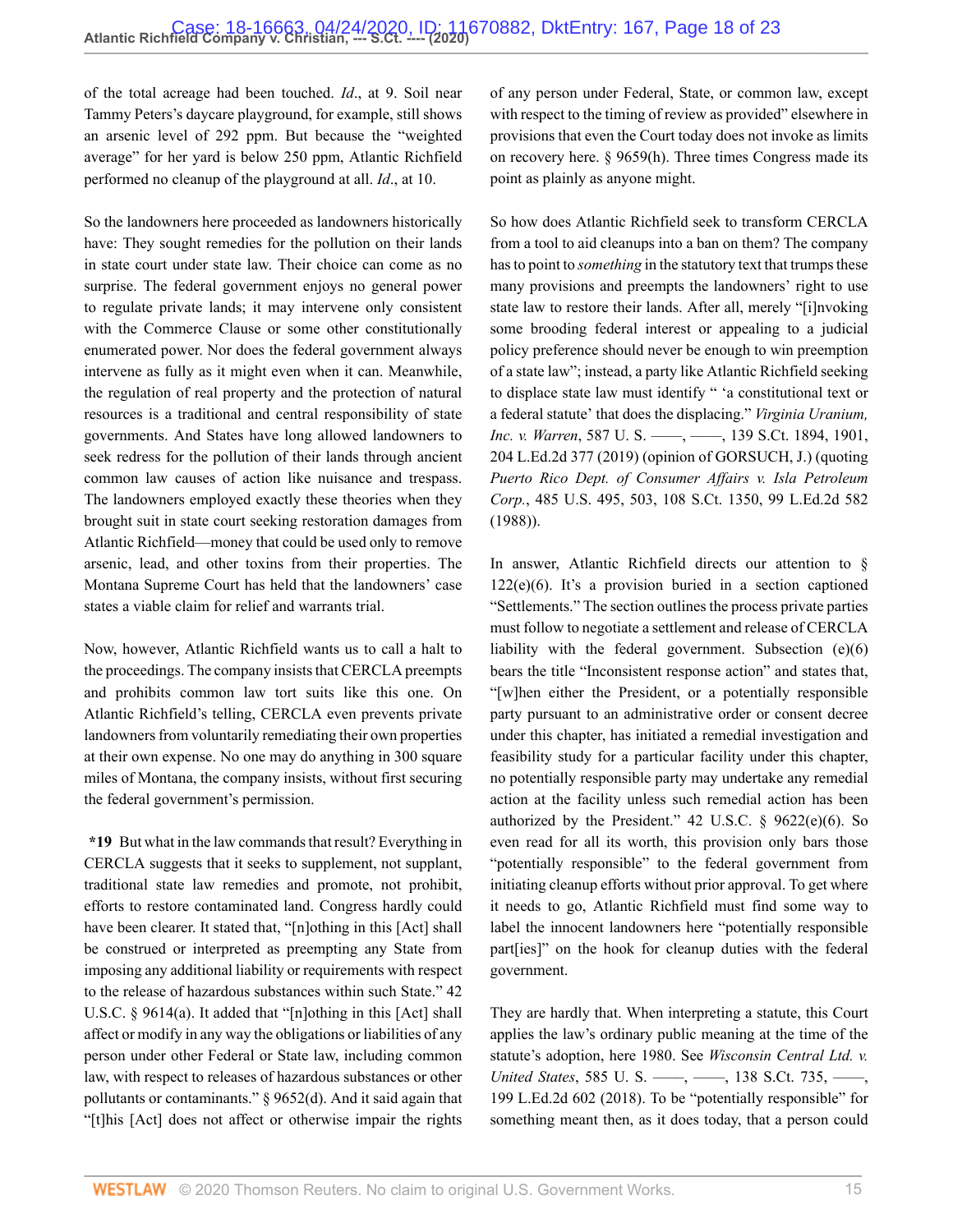of the total acreage had been touched. *Id*., at 9. Soil near Tammy Peters's daycare playground, for example, still shows an arsenic level of 292 ppm. But because the "weighted average" for her yard is below 250 ppm, Atlantic Richfield performed no cleanup of the playground at all. *Id*., at 10.

So the landowners here proceeded as landowners historically have: They sought remedies for the pollution on their lands in state court under state law. Their choice can come as no surprise. The federal government enjoys no general power to regulate private lands; it may intervene only consistent with the Commerce Clause or some other constitutionally enumerated power. Nor does the federal government always intervene as fully as it might even when it can. Meanwhile, the regulation of real property and the protection of natural resources is a traditional and central responsibility of state governments. And States have long allowed landowners to seek redress for the pollution of their lands through ancient common law causes of action like nuisance and trespass. The landowners employed exactly these theories when they brought suit in state court seeking restoration damages from Atlantic Richfield—money that could be used only to remove arsenic, lead, and other toxins from their properties. The Montana Supreme Court has held that the landowners' case states a viable claim for relief and warrants trial.

Now, however, Atlantic Richfield wants us to call a halt to the proceedings. The company insists that CERCLA preempts and prohibits common law tort suits like this one. On Atlantic Richfield's telling, CERCLA even prevents private landowners from voluntarily remediating their own properties at their own expense. No one may do anything in 300 square miles of Montana, the company insists, without first securing the federal government's permission.

**\*19** But what in the law commands that result? Everything in CERCLA suggests that it seeks to supplement, not supplant, traditional state law remedies and promote, not prohibit, efforts to restore contaminated land. Congress hardly could have been clearer. It stated that, "[n]othing in this [Act] shall be construed or interpreted as preempting any State from imposing any additional liability or requirements with respect to the release of hazardous substances within such State." 42 U.S.C. § 9614(a). It added that "[n]othing in this [Act] shall affect or modify in any way the obligations or liabilities of any person under other Federal or State law, including common law, with respect to releases of hazardous substances or other pollutants or contaminants." § 9652(d). And it said again that "[t]his [Act] does not affect or otherwise impair the rights of any person under Federal, State, or common law, except with respect to the timing of review as provided" elsewhere in provisions that even the Court today does not invoke as limits on recovery here. § 9659(h). Three times Congress made its point as plainly as anyone might.

So how does Atlantic Richfield seek to transform CERCLA from a tool to aid cleanups into a ban on them? The company has to point to *something* in the statutory text that trumps these many provisions and preempts the landowners' right to use state law to restore their lands. After all, merely "[i]nvoking some brooding federal interest or appealing to a judicial policy preference should never be enough to win preemption of a state law"; instead, a party like Atlantic Richfield seeking to displace state law must identify " 'a constitutional text or a federal statute' that does the displacing." *Virginia Uranium, Inc. v. Warren*, 587 U. S. ––––, ––––, 139 S.Ct. 1894, 1901, 204 L.Ed.2d 377 (2019) (opinion of GORSUCH, J.) (quoting *Puerto Rico Dept. of Consumer Affairs v. Isla Petroleum Corp.*, 485 U.S. 495, 503, 108 S.Ct. 1350, 99 L.Ed.2d 582 (1988)).

In answer, Atlantic Richfield directs our attention to § 122(e)(6). It's a provision buried in a section captioned "Settlements." The section outlines the process private parties must follow to negotiate a settlement and release of CERCLA liability with the federal government. Subsection (e)(6) bears the title "Inconsistent response action" and states that, "[w]hen either the President, or a potentially responsible party pursuant to an administrative order or consent decree under this chapter, has initiated a remedial investigation and feasibility study for a particular facility under this chapter, no potentially responsible party may undertake any remedial action at the facility unless such remedial action has been authorized by the President." 42 U.S.C. § 9622(e)(6). So even read for all its worth, this provision only bars those "potentially responsible" to the federal government from initiating cleanup efforts without prior approval. To get where it needs to go, Atlantic Richfield must find some way to label the innocent landowners here "potentially responsible part[ies]" on the hook for cleanup duties with the federal government.

They are hardly that. When interpreting a statute, this Court applies the law's ordinary public meaning at the time of the statute's adoption, here 1980. See *Wisconsin Central Ltd. v. United States*, 585 U. S. ––––, ––––, 138 S.Ct. 735, ––––, 199 L.Ed.2d 602 (2018). To be "potentially responsible" for something meant then, as it does today, that a person could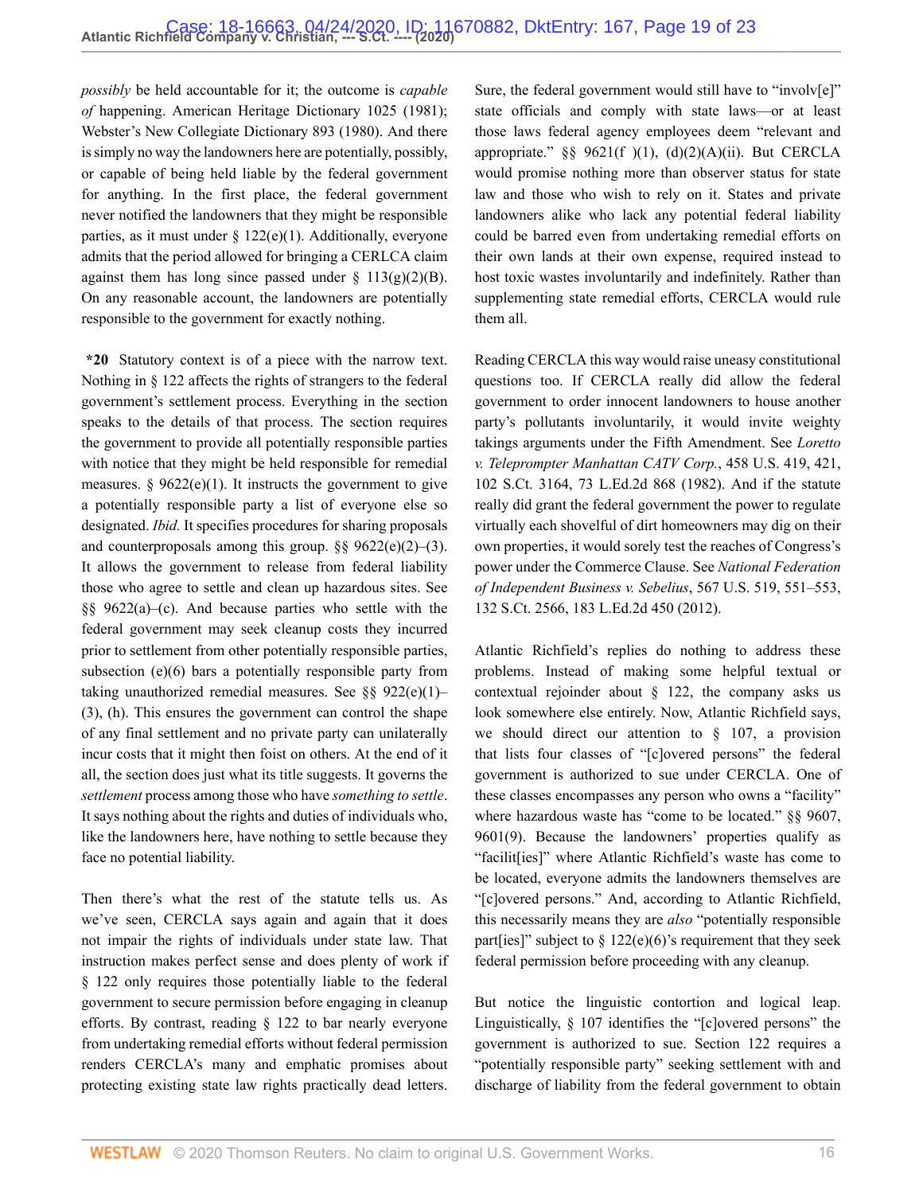*possibly* be held accountable for it; the outcome is *capable of* happening. American Heritage Dictionary 1025 (1981); Webster's New Collegiate Dictionary 893 (1980). And there is simply no way the landowners here are potentially, possibly, or capable of being held liable by the federal government for anything. In the first place, the federal government never notified the landowners that they might be responsible parties, as it must under § 122(e)(1). Additionally, everyone admits that the period allowed for bringing a CERLCA claim against them has long since passed under § 113(g)(2)(B). On any reasonable account, the landowners are potentially responsible to the government for exactly nothing.

**\*20** Statutory context is of a piece with the narrow text. Nothing in § 122 affects the rights of strangers to the federal government's settlement process. Everything in the section speaks to the details of that process. The section requires the government to provide all potentially responsible parties with notice that they might be held responsible for remedial measures. § 9622(e)(1). It instructs the government to give a potentially responsible party a list of everyone else so designated. *Ibid.* It specifies procedures for sharing proposals and counterproposals among this group. §§ 9622(e)(2)–(3). It allows the government to release from federal liability those who agree to settle and clean up hazardous sites. See §§ 9622(a)–(c). And because parties who settle with the federal government may seek cleanup costs they incurred prior to settlement from other potentially responsible parties, subsection (e)(6) bars a potentially responsible party from taking unauthorized remedial measures. See §§ 922(e)(1)–(3), (h). This ensures the government can control the shape of any final settlement and no private party can unilaterally incur costs that it might then foist on others. At the end of it all, the section does just what its title suggests. It governs the *settlement* process among those who have *something to settle*. It says nothing about the rights and duties of individuals who, like the landowners here, have nothing to settle because they face no potential liability.

Then there's what the rest of the statute tells us. As we've seen, CERCLA says again and again that it does not impair the rights of individuals under state law. That instruction makes perfect sense and does plenty of work if § 122 only requires those potentially liable to the federal government to secure permission before engaging in cleanup efforts. By contrast, reading § 122 to bar nearly everyone from undertaking remedial efforts without federal permission renders CERCLA's many and emphatic promises about protecting existing state law rights practically dead letters. Sure, the federal government would still have to "involv[e]" state officials and comply with state laws—or at least those laws federal agency employees deem "relevant and appropriate." §§ 9621(f )(1), (d)(2)(A)(ii). But CERCLA would promise nothing more than observer status for state law and those who wish to rely on it. States and private landowners alike who lack any potential federal liability could be barred even from undertaking remedial efforts on their own lands at their own expense, required instead to host toxic wastes involuntarily and indefinitely. Rather than supplementing state remedial efforts, CERCLA would rule them all.

Reading CERCLA this way would raise uneasy constitutional questions too. If CERCLA really did allow the federal government to order innocent landowners to house another party's pollutants involuntarily, it would invite weighty takings arguments under the Fifth Amendment. See *Loretto v. Teleprompter Manhattan CATV Corp.*, 458 U.S. 419, 421, 102 S.Ct. 3164, 73 L.Ed.2d 868 (1982). And if the statute really did grant the federal government the power to regulate virtually each shovelful of dirt homeowners may dig on their own properties, it would sorely test the reaches of Congress's power under the Commerce Clause. See *National Federation of Independent Business v. Sebelius*, 567 U.S. 519, 551–553, 132 S.Ct. 2566, 183 L.Ed.2d 450 (2012).

Atlantic Richfield's replies do nothing to address these problems. Instead of making some helpful textual or contextual rejoinder about § 122, the company asks us look somewhere else entirely. Now, Atlantic Richfield says, we should direct our attention to § 107, a provision that lists four classes of "[c]overed persons" the federal government is authorized to sue under CERCLA. One of these classes encompasses any person who owns a "facility" where hazardous waste has "come to be located." §§ 9607, 9601(9). Because the landowners' properties qualify as "facilit[ies]" where Atlantic Richfield's waste has come to be located, everyone admits the landowners themselves are "[c]overed persons." And, according to Atlantic Richfield, this necessarily means they are *also* "potentially responsible part[ies]" subject to § 122(e)(6)'s requirement that they seek federal permission before proceeding with any cleanup.

But notice the linguistic contortion and logical leap. Linguistically, § 107 identifies the "[c]overed persons" the government is authorized to sue. Section 122 requires a "potentially responsible party" seeking settlement with and discharge of liability from the federal government to obtain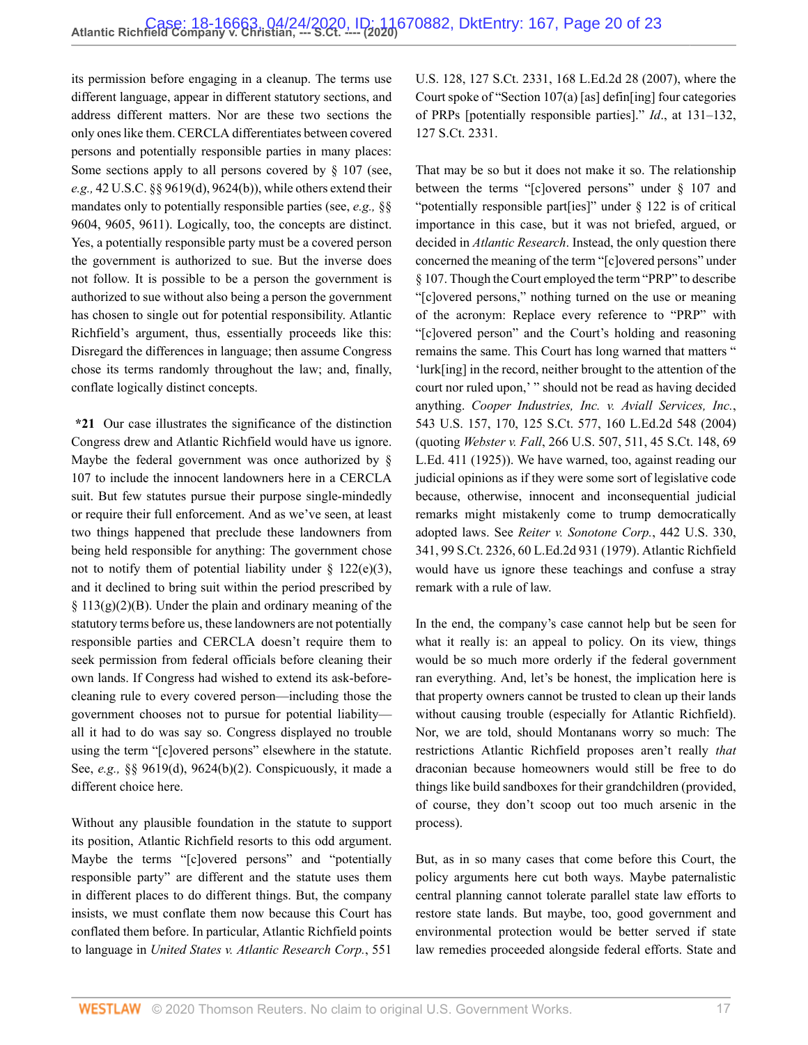its permission before engaging in a cleanup. The terms use different language, appear in different statutory sections, and address different matters. Nor are these two sections the only ones like them. CERCLA differentiates between covered persons and potentially responsible parties in many places: Some sections apply to all persons covered by § 107 (see, *e.g.,* 42 U.S.C. §§ 9619(d), 9624(b)), while others extend their mandates only to potentially responsible parties (see, *e.g.,* §§ 9604, 9605, 9611). Logically, too, the concepts are distinct. Yes, a potentially responsible party must be a covered person the government is authorized to sue. But the inverse does not follow. It is possible to be a person the government is authorized to sue without also being a person the government has chosen to single out for potential responsibility. Atlantic Richfield's argument, thus, essentially proceeds like this: Disregard the differences in language; then assume Congress chose its terms randomly throughout the law; and, finally, conflate logically distinct concepts.

**\*21** Our case illustrates the significance of the distinction Congress drew and Atlantic Richfield would have us ignore. Maybe the federal government was once authorized by § 107 to include the innocent landowners here in a CERCLA suit. But few statutes pursue their purpose single-mindedly or require their full enforcement. And as we've seen, at least two things happened that preclude these landowners from being held responsible for anything: The government chose not to notify them of potential liability under § 122(e)(3), and it declined to bring suit within the period prescribed by § 113(g)(2)(B). Under the plain and ordinary meaning of the statutory terms before us, these landowners are not potentially responsible parties and CERCLA doesn't require them to seek permission from federal officials before cleaning their own lands. If Congress had wished to extend its ask-before-cleaning rule to every covered person—including those the government chooses not to pursue for potential liability—all it had to do was say so. Congress displayed no trouble using the term "[c]overed persons" elsewhere in the statute. See, *e.g.,* §§ 9619(d), 9624(b)(2). Conspicuously, it made a different choice here.

Without any plausible foundation in the statute to support its position, Atlantic Richfield resorts to this odd argument. Maybe the terms "[c]overed persons" and "potentially responsible party" are different and the statute uses them in different places to do different things. But, the company insists, we must conflate them now because this Court has conflated them before. In particular, Atlantic Richfield points to language in *United States v. Atlantic Research Corp.*, 551 U.S. 128, 127 S.Ct. 2331, 168 L.Ed.2d 28 (2007), where the Court spoke of "Section 107(a) [as] defin[ing] four categories of PRPs [potentially responsible parties]." *Id*., at 131–132, 127 S.Ct. 2331.

That may be so but it does not make it so. The relationship between the terms "[c]overed persons" under § 107 and "potentially responsible part[ies]" under § 122 is of critical importance in this case, but it was not briefed, argued, or decided in *Atlantic Research*. Instead, the only question there concerned the meaning of the term "[c]overed persons" under § 107. Though the Court employed the term "PRP" to describe "[c]overed persons," nothing turned on the use or meaning of the acronym: Replace every reference to "PRP" with "[c]overed person" and the Court's holding and reasoning remains the same. This Court has long warned that matters " 'lurk[ing] in the record, neither brought to the attention of the court nor ruled upon,' " should not be read as having decided anything. *Cooper Industries, Inc. v. Aviall Services, Inc.*, 543 U.S. 157, 170, 125 S.Ct. 577, 160 L.Ed.2d 548 (2004) (quoting *Webster v. Fall*, 266 U.S. 507, 511, 45 S.Ct. 148, 69 L.Ed. 411 (1925)). We have warned, too, against reading our judicial opinions as if they were some sort of legislative code because, otherwise, innocent and inconsequential judicial remarks might mistakenly come to trump democratically adopted laws. See *Reiter v. Sonotone Corp.*, 442 U.S. 330, 341, 99 S.Ct. 2326, 60 L.Ed.2d 931 (1979). Atlantic Richfield would have us ignore these teachings and confuse a stray remark with a rule of law.

In the end, the company's case cannot help but be seen for what it really is: an appeal to policy. On its view, things would be so much more orderly if the federal government ran everything. And, let's be honest, the implication here is that property owners cannot be trusted to clean up their lands without causing trouble (especially for Atlantic Richfield). Nor, we are told, should Montanans worry so much: The restrictions Atlantic Richfield proposes aren't really *that* draconian because homeowners would still be free to do things like build sandboxes for their grandchildren (provided, of course, they don't scoop out too much arsenic in the process).

But, as in so many cases that come before this Court, the policy arguments here cut both ways. Maybe paternalistic central planning cannot tolerate parallel state law efforts to restore state lands. But maybe, too, good government and environmental protection would be better served if state law remedies proceeded alongside federal efforts. State and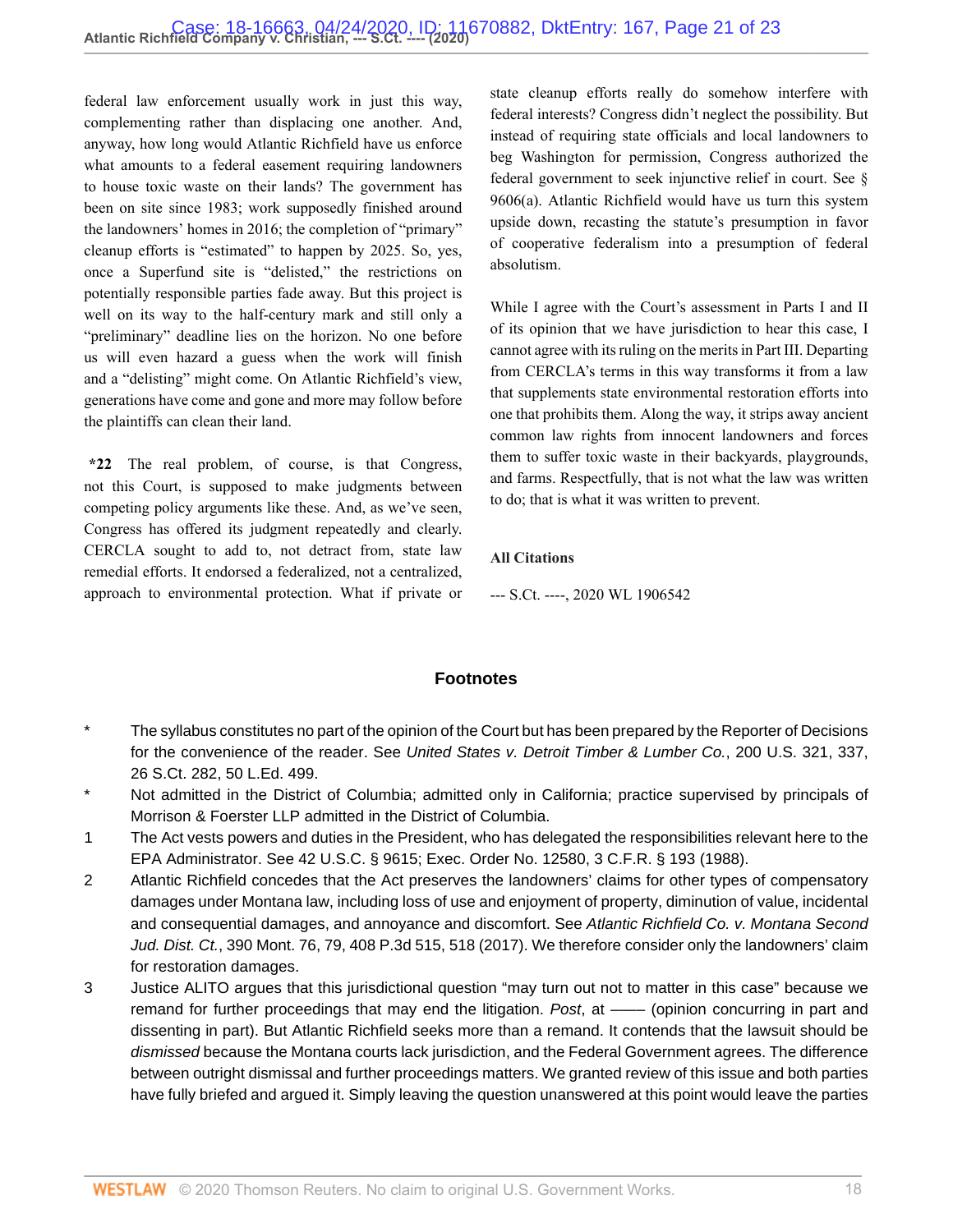federal law enforcement usually work in just this way, complementing rather than displacing one another. And, anyway, how long would Atlantic Richfield have us enforce what amounts to a federal easement requiring landowners to house toxic waste on their lands? The government has been on site since 1983; work supposedly finished around the landowners' homes in 2016; the completion of "primary" cleanup efforts is "estimated" to happen by 2025. So, yes, once a Superfund site is "delisted," the restrictions on potentially responsible parties fade away. But this project is well on its way to the half-century mark and still only a "preliminary" deadline lies on the horizon. No one before us will even hazard a guess when the work will finish and a "delisting" might come. On Atlantic Richfield's view, generations have come and gone and more may follow before the plaintiffs can clean their land.

**\*22** The real problem, of course, is that Congress, not this Court, is supposed to make judgments between competing policy arguments like these. And, as we've seen, Congress has offered its judgment repeatedly and clearly. CERCLA sought to add to, not detract from, state law remedial efforts. It endorsed a federalized, not a centralized, approach to environmental protection. What if private or state cleanup efforts really do somehow interfere with federal interests? Congress didn't neglect the possibility. But instead of requiring state officials and local landowners to beg Washington for permission, Congress authorized the federal government to seek injunctive relief in court. See § 9606(a). Atlantic Richfield would have us turn this system upside down, recasting the statute's presumption in favor of cooperative federalism into a presumption of federal absolutism.

While I agree with the Court's assessment in Parts I and II of its opinion that we have jurisdiction to hear this case, I cannot agree with its ruling on the merits in Part III. Departing from CERCLA's terms in this way transforms it from a law that supplements state environmental restoration efforts into one that prohibits them. Along the way, it strips away ancient common law rights from innocent landowners and forces them to suffer toxic waste in their backyards, playgrounds, and farms. Respectfully, that is not what the law was written to do; that is what it was written to prevent.

**All Citations**

--- S.Ct. ----, 2020 WL 1906542

## Footnotes

\* The syllabus constitutes no part of the opinion of the Court but has been prepared by the Reporter of Decisions for the convenience of the reader. See *United States v. Detroit Timber & Lumber Co.*, 200 U.S. 321, 337, 26 S.Ct. 282, 50 L.Ed. 499.

\* Not admitted in the District of Columbia; admitted only in California; practice supervised by principals of Morrison & Foerster LLP admitted in the District of Columbia.

1 The Act vests powers and duties in the President, who has delegated the responsibilities relevant here to the EPA Administrator. See 42 U.S.C. § 9615; Exec. Order No. 12580, 3 C.F.R. § 193 (1988).

2 Atlantic Richfield concedes that the Act preserves the landowners' claims for other types of compensatory damages under Montana law, including loss of use and enjoyment of property, diminution of value, incidental and consequential damages, and annoyance and discomfort. See *Atlantic Richfield Co. v. Montana Second Jud. Dist. Ct.*, 390 Mont. 76, 79, 408 P.3d 515, 518 (2017). We therefore consider only the landowners' claim for restoration damages.

3 Justice ALITO argues that this jurisdictional question "may turn out not to matter in this case" because we remand for further proceedings that may end the litigation. *Post*, at ––– (opinion concurring in part and dissenting in part). But Atlantic Richfield seeks more than a remand. It contends that the lawsuit should be *dismissed* because the Montana courts lack jurisdiction, and the Federal Government agrees. The difference between outright dismissal and further proceedings matters. We granted review of this issue and both parties have fully briefed and argued it. Simply leaving the question unanswered at this point would leave the parties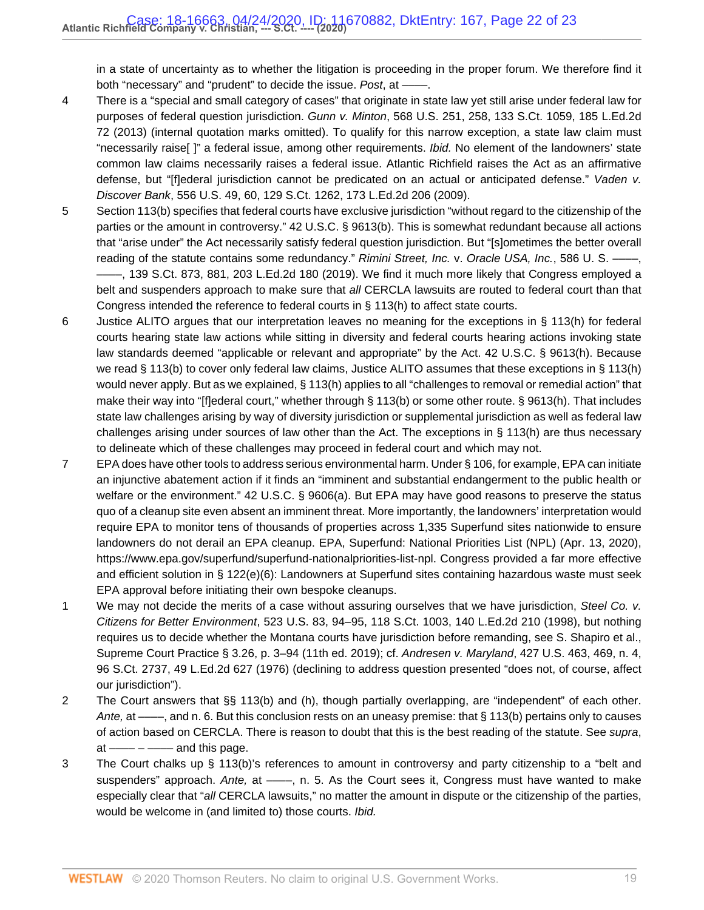in a state of uncertainty as to whether the litigation is proceeding in the proper forum. We therefore find it both "necessary" and "prudent" to decide the issue. *Post*, at ––––.

4 There is a "special and small category of cases" that originate in state law yet still arise under federal law for purposes of federal question jurisdiction. *Gunn v. Minton*, 568 U.S. 251, 258, 133 S.Ct. 1059, 185 L.Ed.2d 72 (2013) (internal quotation marks omitted). To qualify for this narrow exception, a state law claim must "necessarily raise[ ]" a federal issue, among other requirements. *Ibid.* No element of the landowners' state common law claims necessarily raises a federal issue. Atlantic Richfield raises the Act as an affirmative defense, but "[f]ederal jurisdiction cannot be predicated on an actual or anticipated defense." *Vaden v. Discover Bank*, 556 U.S. 49, 60, 129 S.Ct. 1262, 173 L.Ed.2d 206 (2009).

5 Section 113(b) specifies that federal courts have exclusive jurisdiction "without regard to the citizenship of the parties or the amount in controversy." 42 U.S.C. § 9613(b). This is somewhat redundant because all actions that "arise under" the Act necessarily satisfy federal question jurisdiction. But "[s]ometimes the better overall reading of the statute contains some redundancy." *Rimini Street, Inc.* v. *Oracle USA, Inc.*, 586 U. S. ––––, ––––, 139 S.Ct. 873, 881, 203 L.Ed.2d 180 (2019). We find it much more likely that Congress employed a belt and suspenders approach to make sure that *all* CERCLA lawsuits are routed to federal court than that Congress intended the reference to federal courts in § 113(h) to affect state courts.

6 Justice ALITO argues that our interpretation leaves no meaning for the exceptions in § 113(h) for federal courts hearing state law actions while sitting in diversity and federal courts hearing actions invoking state law standards deemed "applicable or relevant and appropriate" by the Act. 42 U.S.C. § 9613(h). Because we read § 113(b) to cover only federal law claims, Justice ALITO assumes that these exceptions in § 113(h) would never apply. But as we explained, § 113(h) applies to all "challenges to removal or remedial action" that make their way into "[f]ederal court," whether through § 113(b) or some other route. § 9613(h). That includes state law challenges arising by way of diversity jurisdiction or supplemental jurisdiction as well as federal law challenges arising under sources of law other than the Act. The exceptions in § 113(h) are thus necessary to delineate which of these challenges may proceed in federal court and which may not.

7 EPA does have other tools to address serious environmental harm. Under § 106, for example, EPA can initiate an injunctive abatement action if it finds an "imminent and substantial endangerment to the public health or welfare or the environment." 42 U.S.C. § 9606(a). But EPA may have good reasons to preserve the status quo of a cleanup site even absent an imminent threat. More importantly, the landowners' interpretation would require EPA to monitor tens of thousands of properties across 1,335 Superfund sites nationwide to ensure landowners do not derail an EPA cleanup. EPA, Superfund: National Priorities List (NPL) (Apr. 13, 2020), https://www.epa.gov/superfund/superfund-nationalpriorities-list-npl. Congress provided a far more effective and efficient solution in § 122(e)(6): Landowners at Superfund sites containing hazardous waste must seek EPA approval before initiating their own bespoke cleanups.

1 We may not decide the merits of a case without assuring ourselves that we have jurisdiction, *Steel Co. v. Citizens for Better Environment*, 523 U.S. 83, 94–95, 118 S.Ct. 1003, 140 L.Ed.2d 210 (1998), but nothing requires us to decide whether the Montana courts have jurisdiction before remanding, see S. Shapiro et al., Supreme Court Practice § 3.26, p. 3–94 (11th ed. 2019); cf. *Andresen v. Maryland*, 427 U.S. 463, 469, n. 4, 96 S.Ct. 2737, 49 L.Ed.2d 627 (1976) (declining to address question presented "does not, of course, affect our jurisdiction").

2 The Court answers that §§ 113(b) and (h), though partially overlapping, are "independent" of each other. *Ante,* at ––––, and n. 6. But this conclusion rests on an uneasy premise: that § 113(b) pertains only to causes of action based on CERCLA. There is reason to doubt that this is the best reading of the statute. See *supra*, at –––– – –––– and this page.

3 The Court chalks up § 113(b)'s references to amount in controversy and party citizenship to a "belt and suspenders" approach. *Ante,* at ––––, n. 5. As the Court sees it, Congress must have wanted to make especially clear that "*all* CERCLA lawsuits," no matter the amount in dispute or the citizenship of the parties, would be welcome in (and limited to) those courts. *Ibid.*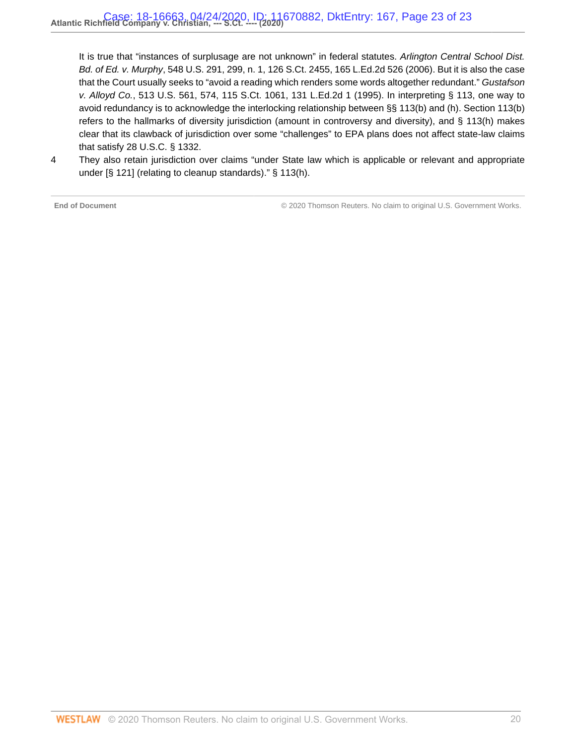It is true that "instances of surplusage are not unknown" in federal statutes. *Arlington Central School Dist. Bd. of Ed. v. Murphy*, 548 U.S. 291, 299, n. 1, 126 S.Ct. 2455, 165 L.Ed.2d 526 (2006). But it is also the case that the Court usually seeks to "avoid a reading which renders some words altogether redundant." *Gustafson v. Alloyd Co.*, 513 U.S. 561, 574, 115 S.Ct. 1061, 131 L.Ed.2d 1 (1995). In interpreting § 113, one way to avoid redundancy is to acknowledge the interlocking relationship between §§ 113(b) and (h). Section 113(b) refers to the hallmarks of diversity jurisdiction (amount in controversy and diversity), and § 113(h) makes clear that its clawback of jurisdiction over some "challenges" to EPA plans does not affect state-law claims that satisfy 28 U.S.C. § 1332.

4 They also retain jurisdiction over claims "under State law which is applicable or relevant and appropriate under [§ 121] (relating to cleanup standards)." § 113(h).

**End of Document** © 2020 Thomson Reuters. No claim to original U.S. Government Works.